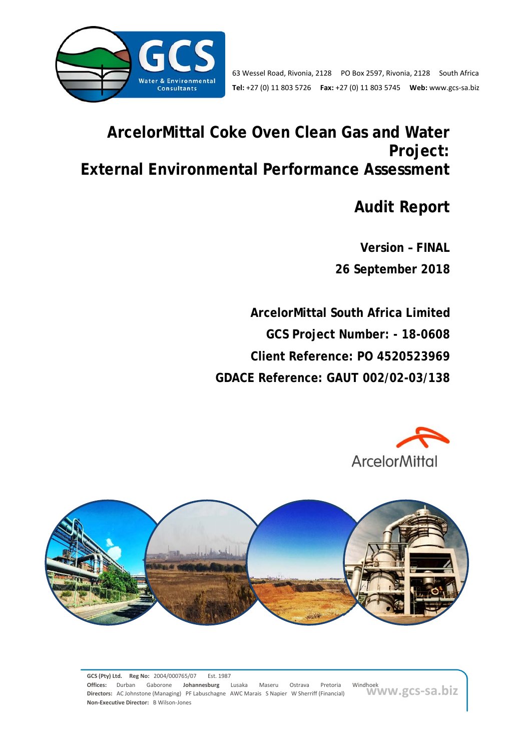63 Wessel Road, Rivonia, 2128 PO Box 2597, Rivonia, 2128 South Africa
**Tel:** +27 (0) 11 803 5726 **Fax:** +27 (0) 11 803 5745 **Web:** www.gcs-sa.biz

# ArcelorMittal Coke Oven Clean Gas and Water Project: External Environmental Performance Assessment

# Audit Report

**Version – FINAL**

**26 September 2018**

**ArcelorMittal South Africa Limited**

**GCS Project Number: - 18-0608**

**Client Reference: PO 4520523969**

**GDACE Reference: GAUT 002/02-03/138**

**GCS (Pty) Ltd.** **Reg No:** 2004/000765/07 Est. 1987
**Offices:** Durban Gaborone **Johannesburg** Lusaka Maseru Ostrava Pretoria Windhoek
**Directors:** AC Johnstone (Managing) PF Labuschagne AWC Marais S Napier W Sherriff (Financial)
**Non-Executive Director:** B Wilson-Jones
www.gcs-sa.biz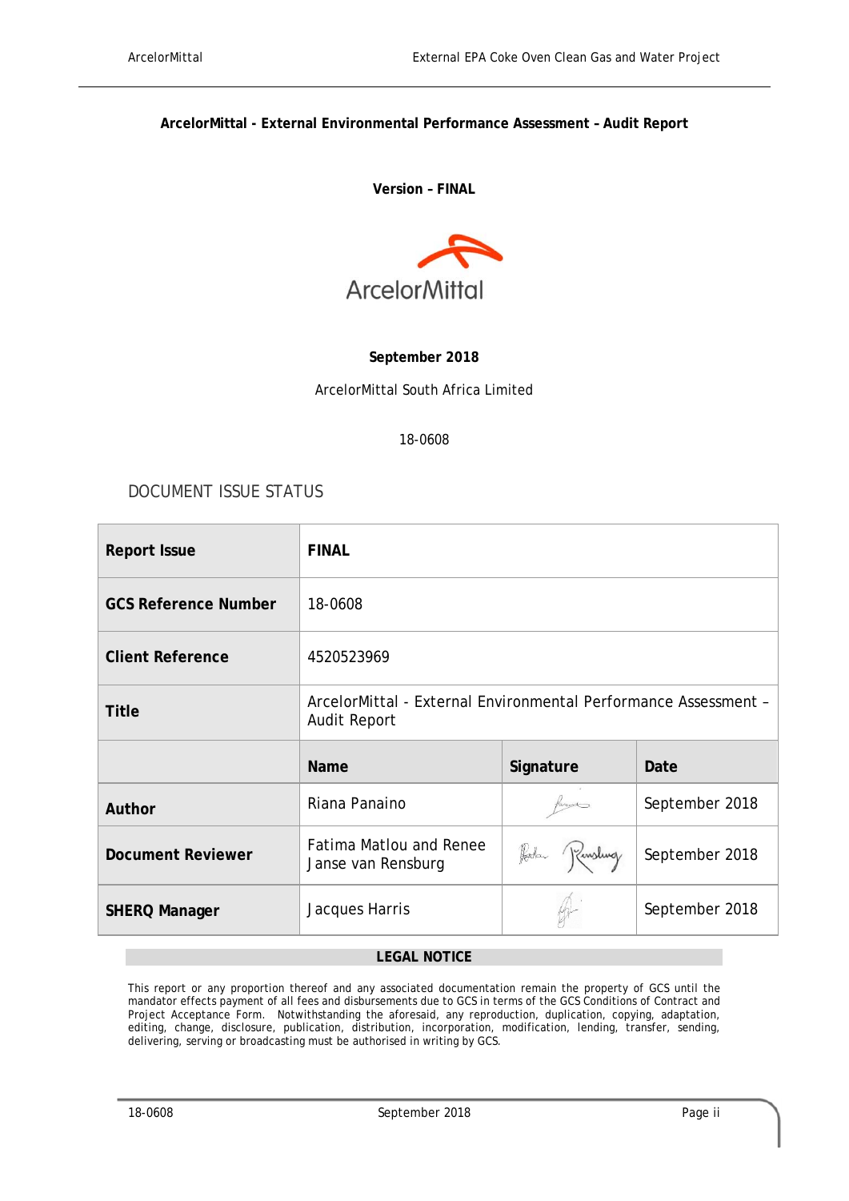**ArcelorMittal - External Environmental Performance Assessment – Audit Report**

**Version – FINAL**

**September 2018**

ArcelorMittal South Africa Limited

18-0608

## DOCUMENT ISSUE STATUS

| **Report Issue** | **FINAL** | | |
|---|---|---|---|
| **GCS Reference Number** | 18-0608 | | |
| **Client Reference** | 4520523969 | | |
| **Title** | ArcelorMittal - External Environmental Performance Assessment – Audit Report | | |
| | **Name** | **Signature** | **Date** |
| **Author** | Riana Panaino | | September 2018 |
| **Document Reviewer** | Fatima Matlou and Renee Janse van Rensburg | | September 2018 |
| **SHERQ Manager** | Jacques Harris | | September 2018 |

**LEGAL NOTICE**

This report or any proportion thereof and any associated documentation remain the property of GCS until the mandator effects payment of all fees and disbursements due to GCS in terms of the GCS Conditions of Contract and Project Acceptance Form. Notwithstanding the aforesaid, any reproduction, duplication, copying, adaptation, editing, change, disclosure, publication, distribution, incorporation, modification, lending, transfer, sending, delivering, serving or broadcasting must be authorised in writing by GCS.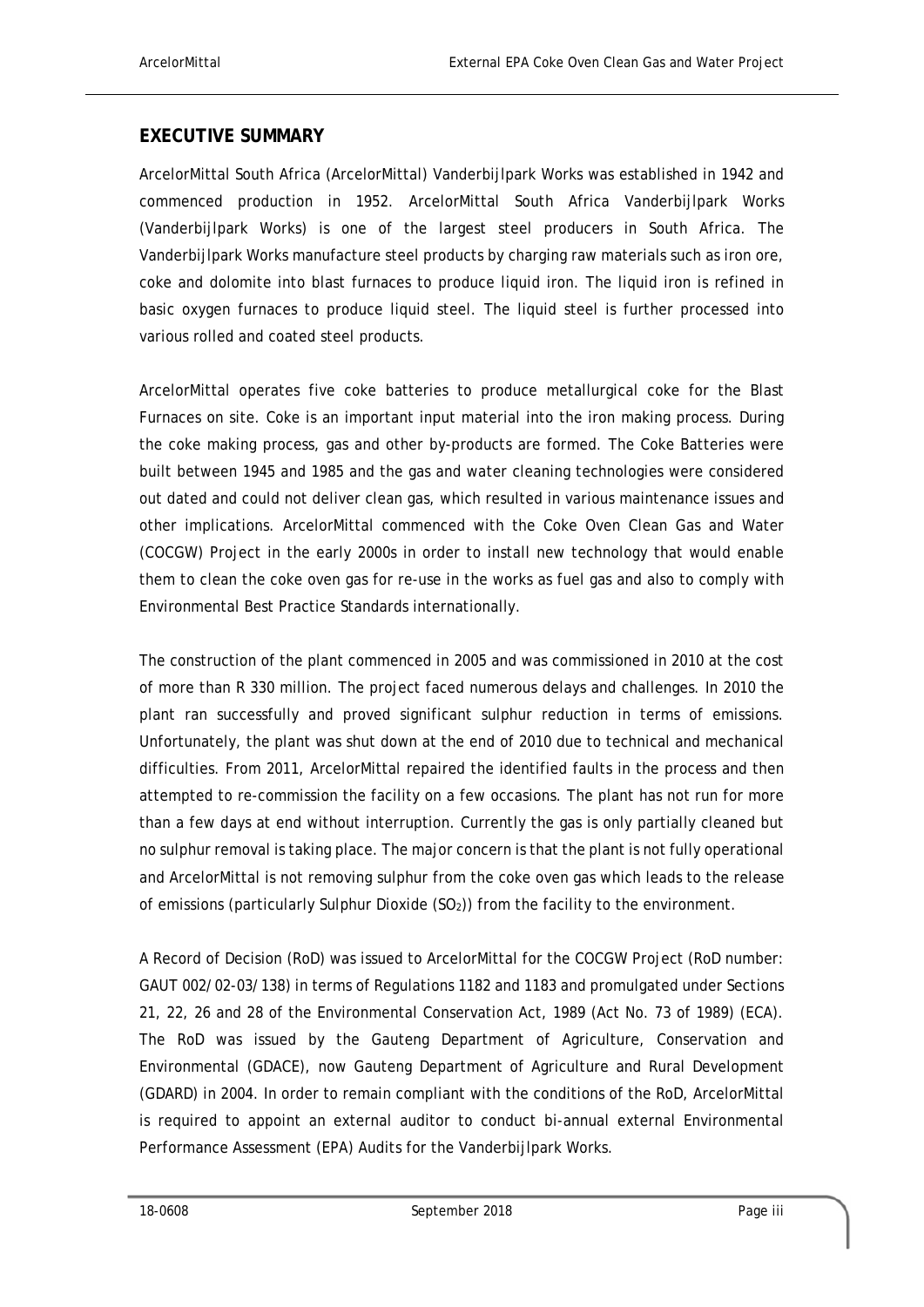## EXECUTIVE SUMMARY

ArcelorMittal South Africa (ArcelorMittal) Vanderbijlpark Works was established in 1942 and commenced production in 1952. ArcelorMittal South Africa Vanderbijlpark Works (Vanderbijlpark Works) is one of the largest steel producers in South Africa. The Vanderbijlpark Works manufacture steel products by charging raw materials such as iron ore, coke and dolomite into blast furnaces to produce liquid iron. The liquid iron is refined in basic oxygen furnaces to produce liquid steel. The liquid steel is further processed into various rolled and coated steel products.

ArcelorMittal operates five coke batteries to produce metallurgical coke for the Blast Furnaces on site. Coke is an important input material into the iron making process. During the coke making process, gas and other by-products are formed. The Coke Batteries were built between 1945 and 1985 and the gas and water cleaning technologies were considered out dated and could not deliver clean gas, which resulted in various maintenance issues and other implications. ArcelorMittal commenced with the Coke Oven Clean Gas and Water (COCGW) Project in the early 2000s in order to install new technology that would enable them to clean the coke oven gas for re-use in the works as fuel gas and also to comply with Environmental Best Practice Standards internationally.

The construction of the plant commenced in 2005 and was commissioned in 2010 at the cost of more than R 330 million. The project faced numerous delays and challenges. In 2010 the plant ran successfully and proved significant sulphur reduction in terms of emissions. Unfortunately, the plant was shut down at the end of 2010 due to technical and mechanical difficulties. From 2011, ArcelorMittal repaired the identified faults in the process and then attempted to re-commission the facility on a few occasions. The plant has not run for more than a few days at end without interruption. Currently the gas is only partially cleaned but no sulphur removal is taking place. The major concern is that the plant is not fully operational and ArcelorMittal is not removing sulphur from the coke oven gas which leads to the release of emissions (particularly Sulphur Dioxide ($SO_2$)) from the facility to the environment.

A Record of Decision (RoD) was issued to ArcelorMittal for the COCGW Project (RoD number: GAUT 002/02-03/138) in terms of Regulations 1182 and 1183 and promulgated under Sections 21, 22, 26 and 28 of the Environmental Conservation Act, 1989 (Act No. 73 of 1989) (ECA). The RoD was issued by the Gauteng Department of Agriculture, Conservation and Environmental (GDACE), now Gauteng Department of Agriculture and Rural Development (GDARD) in 2004. In order to remain compliant with the conditions of the RoD, ArcelorMittal is required to appoint an external auditor to conduct bi-annual external Environmental Performance Assessment (EPA) Audits for the Vanderbijlpark Works.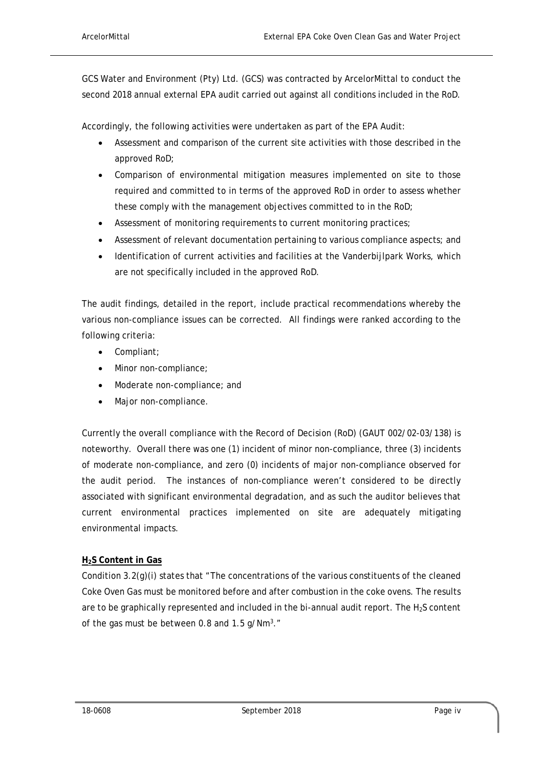GCS Water and Environment (Pty) Ltd. (GCS) was contracted by ArcelorMittal to conduct the second 2018 annual external EPA audit carried out against all conditions included in the RoD.

Accordingly, the following activities were undertaken as part of the EPA Audit:

- Assessment and comparison of the current site activities with those described in the approved RoD;
- Comparison of environmental mitigation measures implemented on site to those required and committed to in terms of the approved RoD in order to assess whether these comply with the management objectives committed to in the RoD;
- Assessment of monitoring requirements to current monitoring practices;
- Assessment of relevant documentation pertaining to various compliance aspects; and
- Identification of current activities and facilities at the Vanderbijlpark Works, which are not specifically included in the approved RoD.

The audit findings, detailed in the report, include practical recommendations whereby the various non-compliance issues can be corrected. All findings were ranked according to the following criteria:

- Compliant;
- Minor non-compliance;
- Moderate non-compliance; and
- Major non-compliance.

Currently the overall compliance with the Record of Decision (RoD) (GAUT 002/02-03/138) is noteworthy. Overall there was one (1) incident of minor non-compliance, three (3) incidents of moderate non-compliance, and zero (0) incidents of major non-compliance observed for the audit period. The instances of non-compliance weren't considered to be directly associated with significant environmental degradation, and as such the auditor believes that current environmental practices implemented on site are adequately mitigating environmental impacts.

**$H_2S$ Content in Gas**

Condition 3.2(g)(i) states that "The concentrations of the various constituents of the cleaned Coke Oven Gas must be monitored before and after combustion in the coke ovens. The results are to be graphically represented and included in the bi-annual audit report. The $H_2S$ content of the gas must be between 0.8 and 1.5 $g/Nm^3$."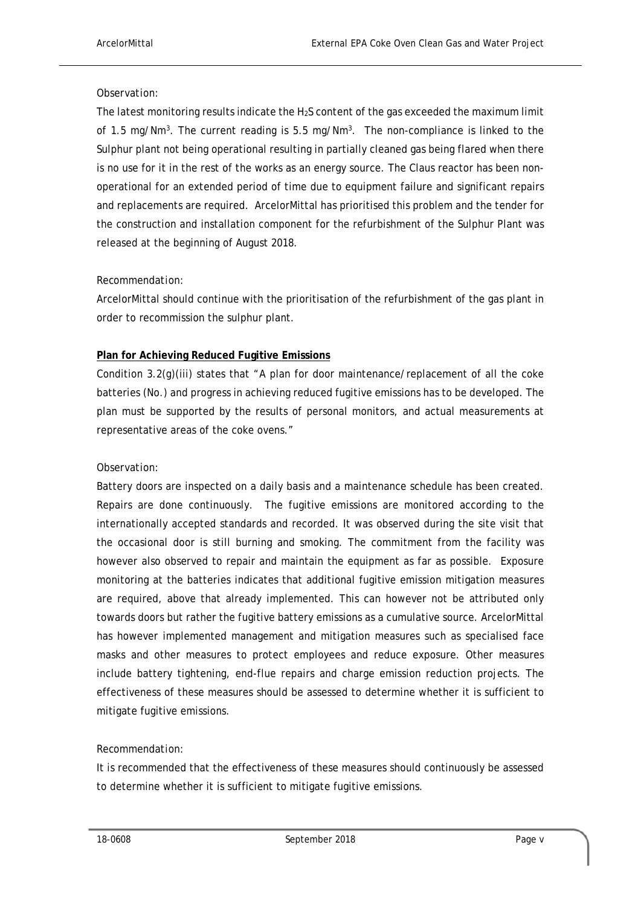*Observation:*

The latest monitoring results indicate the $H_2S$ content of the gas exceeded the maximum limit of 1.5 mg/Nm$^3$. The current reading is 5.5 mg/Nm$^3$. The non-compliance is linked to the Sulphur plant not being operational resulting in partially cleaned gas being flared when there is no use for it in the rest of the works as an energy source. The Claus reactor has been non-operational for an extended period of time due to equipment failure and significant repairs and replacements are required. ArcelorMittal has prioritised this problem and the tender for the construction and installation component for the refurbishment of the Sulphur Plant was released at the beginning of August 2018.

*Recommendation:*

ArcelorMittal should continue with the prioritisation of the refurbishment of the gas plant in order to recommission the sulphur plant.

**Plan for Achieving Reduced Fugitive Emissions**

Condition 3.2(g)(iii) states that "A plan for door maintenance/replacement of all the coke batteries (No.) and progress in achieving reduced fugitive emissions has to be developed. The plan must be supported by the results of personal monitors, and actual measurements at representative areas of the coke ovens."

*Observation:*

Battery doors are inspected on a daily basis and a maintenance schedule has been created. Repairs are done continuously. The fugitive emissions are monitored according to the internationally accepted standards and recorded. It was observed during the site visit that the occasional door is still burning and smoking. The commitment from the facility was however also observed to repair and maintain the equipment as far as possible. Exposure monitoring at the batteries indicates that additional fugitive emission mitigation measures are required, above that already implemented. This can however not be attributed only towards doors but rather the fugitive battery emissions as a cumulative source. ArcelorMittal has however implemented management and mitigation measures such as specialised face masks and other measures to protect employees and reduce exposure. Other measures include battery tightening, end-flue repairs and charge emission reduction projects. The effectiveness of these measures should be assessed to determine whether it is sufficient to mitigate fugitive emissions.

*Recommendation:*

It is recommended that the effectiveness of these measures should continuously be assessed to determine whether it is sufficient to mitigate fugitive emissions.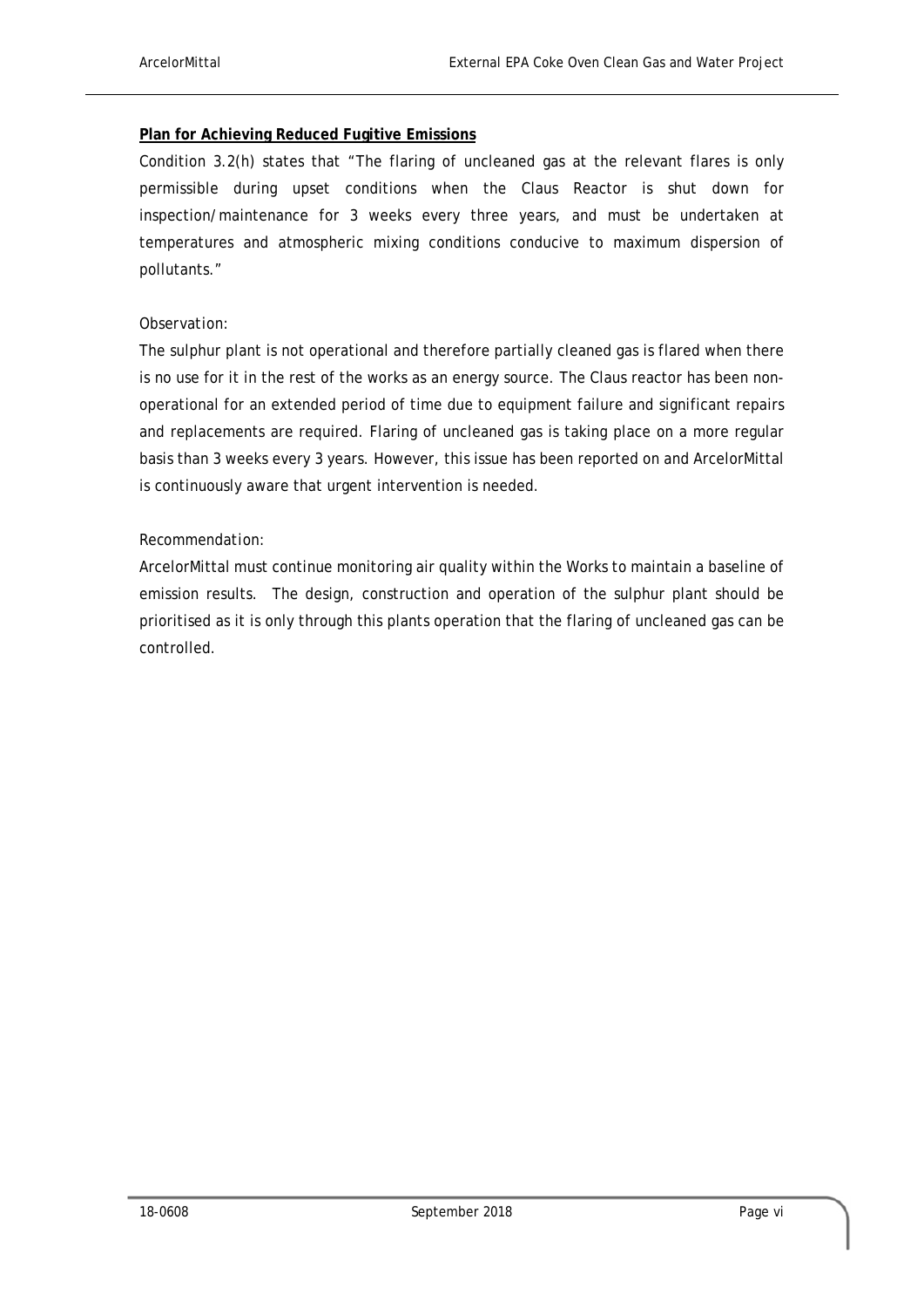**Plan for Achieving Reduced Fugitive Emissions**

Condition 3.2(h) states that "The flaring of uncleaned gas at the relevant flares is only permissible during upset conditions when the Claus Reactor is shut down for inspection/maintenance for 3 weeks every three years, and must be undertaken at temperatures and atmospheric mixing conditions conducive to maximum dispersion of pollutants."

*Observation:*

The sulphur plant is not operational and therefore partially cleaned gas is flared when there is no use for it in the rest of the works as an energy source. The Claus reactor has been non-operational for an extended period of time due to equipment failure and significant repairs and replacements are required. Flaring of uncleaned gas is taking place on a more regular basis than 3 weeks every 3 years. However, this issue has been reported on and ArcelorMittal is continuously aware that urgent intervention is needed.

*Recommendation:*

ArcelorMittal must continue monitoring air quality within the Works to maintain a baseline of emission results. The design, construction and operation of the sulphur plant should be prioritised as it is only through this plants operation that the flaring of uncleaned gas can be controlled.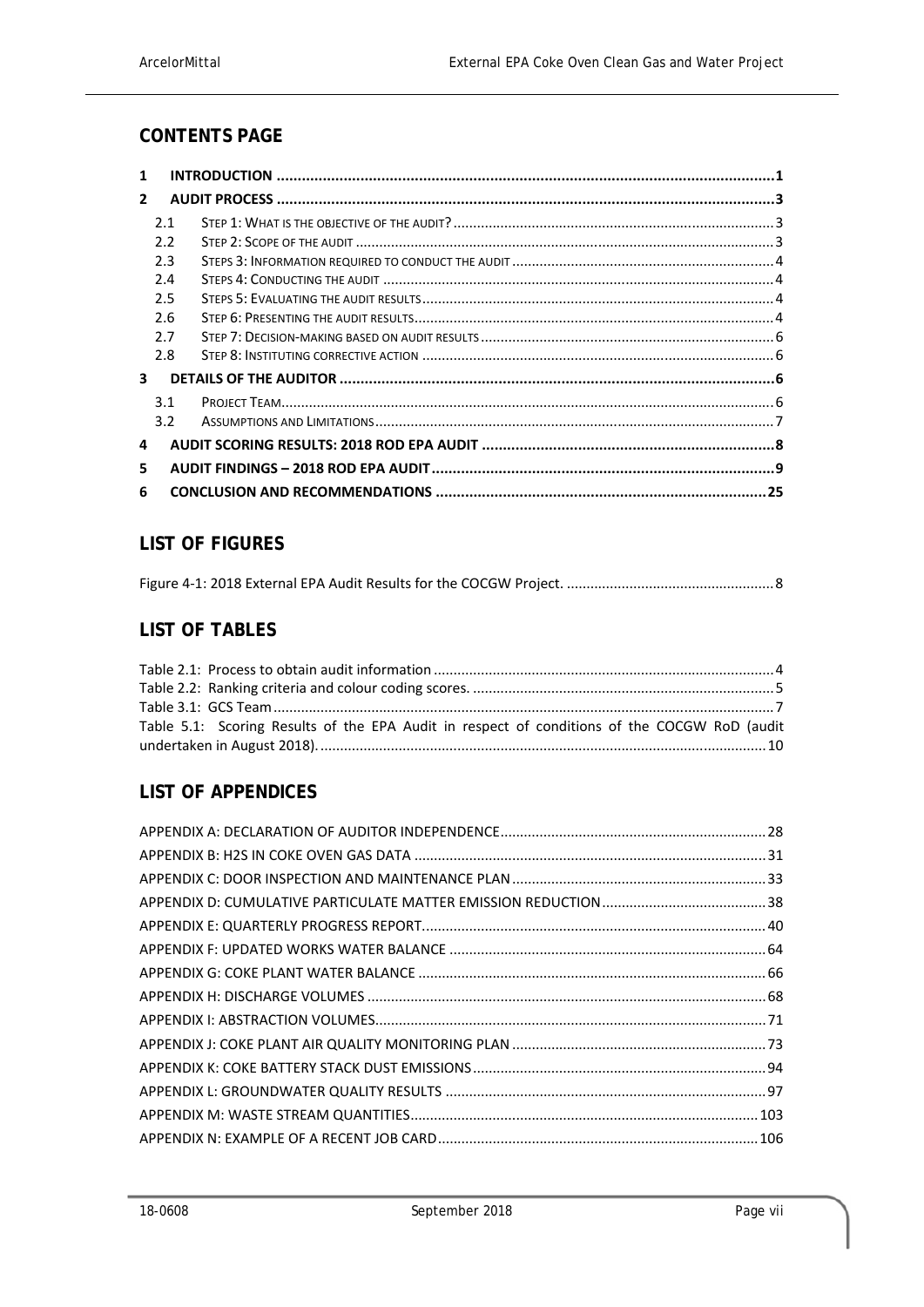## CONTENTS PAGE

1 INTRODUCTION ..... 1
2 AUDIT PROCESS ..... 3
 2.1 STEP 1: WHAT IS THE OBJECTIVE OF THE AUDIT? ..... 3
 2.2 STEP 2: SCOPE OF THE AUDIT ..... 3
 2.3 STEPS 3: INFORMATION REQUIRED TO CONDUCT THE AUDIT ..... 4
 2.4 STEPS 4: CONDUCTING THE AUDIT ..... 4
 2.5 STEPS 5: EVALUATING THE AUDIT RESULTS ..... 4
 2.6 STEP 6: PRESENTING THE AUDIT RESULTS ..... 4
 2.7 STEP 7: DECISION-MAKING BASED ON AUDIT RESULTS ..... 6
 2.8 STEP 8: INSTITUTING CORRECTIVE ACTION ..... 6
3 DETAILS OF THE AUDITOR ..... 6
 3.1 PROJECT TEAM ..... 6
 3.2 ASSUMPTIONS AND LIMITATIONS ..... 7
4 AUDIT SCORING RESULTS: 2018 ROD EPA AUDIT ..... 8
5 AUDIT FINDINGS – 2018 ROD EPA AUDIT ..... 9
6 CONCLUSION AND RECOMMENDATIONS ..... 25

## LIST OF FIGURES

Figure 4-1: 2018 External EPA Audit Results for the COCGW Project. ..... 8

## LIST OF TABLES

Table 2.1: Process to obtain audit information ..... 4
Table 2.2: Ranking criteria and colour coding scores. ..... 5
Table 3.1: GCS Team ..... 7
Table 5.1: Scoring Results of the EPA Audit in respect of conditions of the COCGW RoD (audit undertaken in August 2018). ..... 10

## LIST OF APPENDICES

APPENDIX A: DECLARATION OF AUDITOR INDEPENDENCE ..... 28
APPENDIX B: H2S IN COKE OVEN GAS DATA ..... 31
APPENDIX C: DOOR INSPECTION AND MAINTENANCE PLAN ..... 33
APPENDIX D: CUMULATIVE PARTICULATE MATTER EMISSION REDUCTION ..... 38
APPENDIX E: QUARTERLY PROGRESS REPORT ..... 40
APPENDIX F: UPDATED WORKS WATER BALANCE ..... 64
APPENDIX G: COKE PLANT WATER BALANCE ..... 66
APPENDIX H: DISCHARGE VOLUMES ..... 68
APPENDIX I: ABSTRACTION VOLUMES ..... 71
APPENDIX J: COKE PLANT AIR QUALITY MONITORING PLAN ..... 73
APPENDIX K: COKE BATTERY STACK DUST EMISSIONS ..... 94
APPENDIX L: GROUNDWATER QUALITY RESULTS ..... 97
APPENDIX M: WASTE STREAM QUANTITIES ..... 103
APPENDIX N: EXAMPLE OF A RECENT JOB CARD ..... 106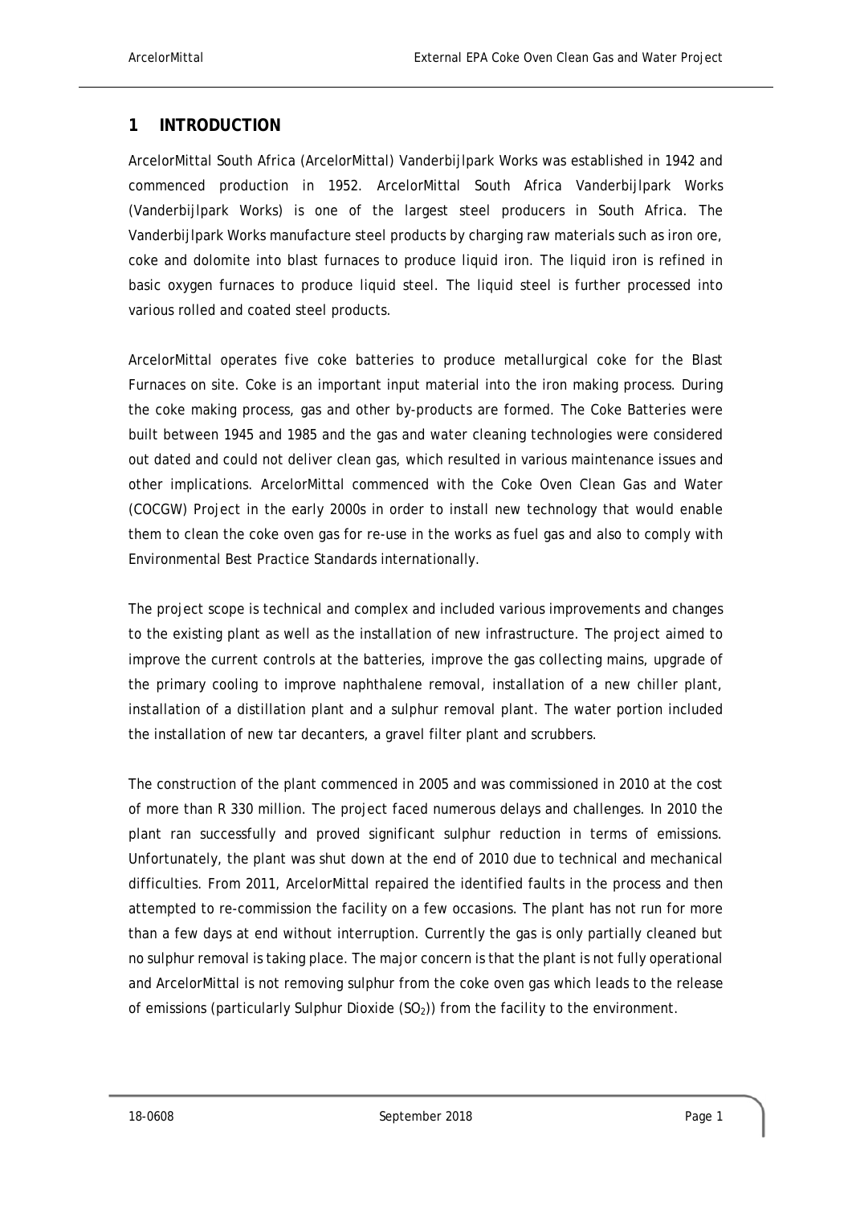# 1 INTRODUCTION

ArcelorMittal South Africa (ArcelorMittal) Vanderbijlpark Works was established in 1942 and commenced production in 1952. ArcelorMittal South Africa Vanderbijlpark Works (Vanderbijlpark Works) is one of the largest steel producers in South Africa. The Vanderbijlpark Works manufacture steel products by charging raw materials such as iron ore, coke and dolomite into blast furnaces to produce liquid iron. The liquid iron is refined in basic oxygen furnaces to produce liquid steel. The liquid steel is further processed into various rolled and coated steel products.

ArcelorMittal operates five coke batteries to produce metallurgical coke for the Blast Furnaces on site. Coke is an important input material into the iron making process. During the coke making process, gas and other by-products are formed. The Coke Batteries were built between 1945 and 1985 and the gas and water cleaning technologies were considered out dated and could not deliver clean gas, which resulted in various maintenance issues and other implications. ArcelorMittal commenced with the Coke Oven Clean Gas and Water (COCGW) Project in the early 2000s in order to install new technology that would enable them to clean the coke oven gas for re-use in the works as fuel gas and also to comply with Environmental Best Practice Standards internationally.

The project scope is technical and complex and included various improvements and changes to the existing plant as well as the installation of new infrastructure. The project aimed to improve the current controls at the batteries, improve the gas collecting mains, upgrade of the primary cooling to improve naphthalene removal, installation of a new chiller plant, installation of a distillation plant and a sulphur removal plant. The water portion included the installation of new tar decanters, a gravel filter plant and scrubbers.

The construction of the plant commenced in 2005 and was commissioned in 2010 at the cost of more than R 330 million. The project faced numerous delays and challenges. In 2010 the plant ran successfully and proved significant sulphur reduction in terms of emissions. Unfortunately, the plant was shut down at the end of 2010 due to technical and mechanical difficulties. From 2011, ArcelorMittal repaired the identified faults in the process and then attempted to re-commission the facility on a few occasions. The plant has not run for more than a few days at end without interruption. Currently the gas is only partially cleaned but no sulphur removal is taking place. The major concern is that the plant is not fully operational and ArcelorMittal is not removing sulphur from the coke oven gas which leads to the release of emissions (particularly Sulphur Dioxide ($SO_2$)) from the facility to the environment.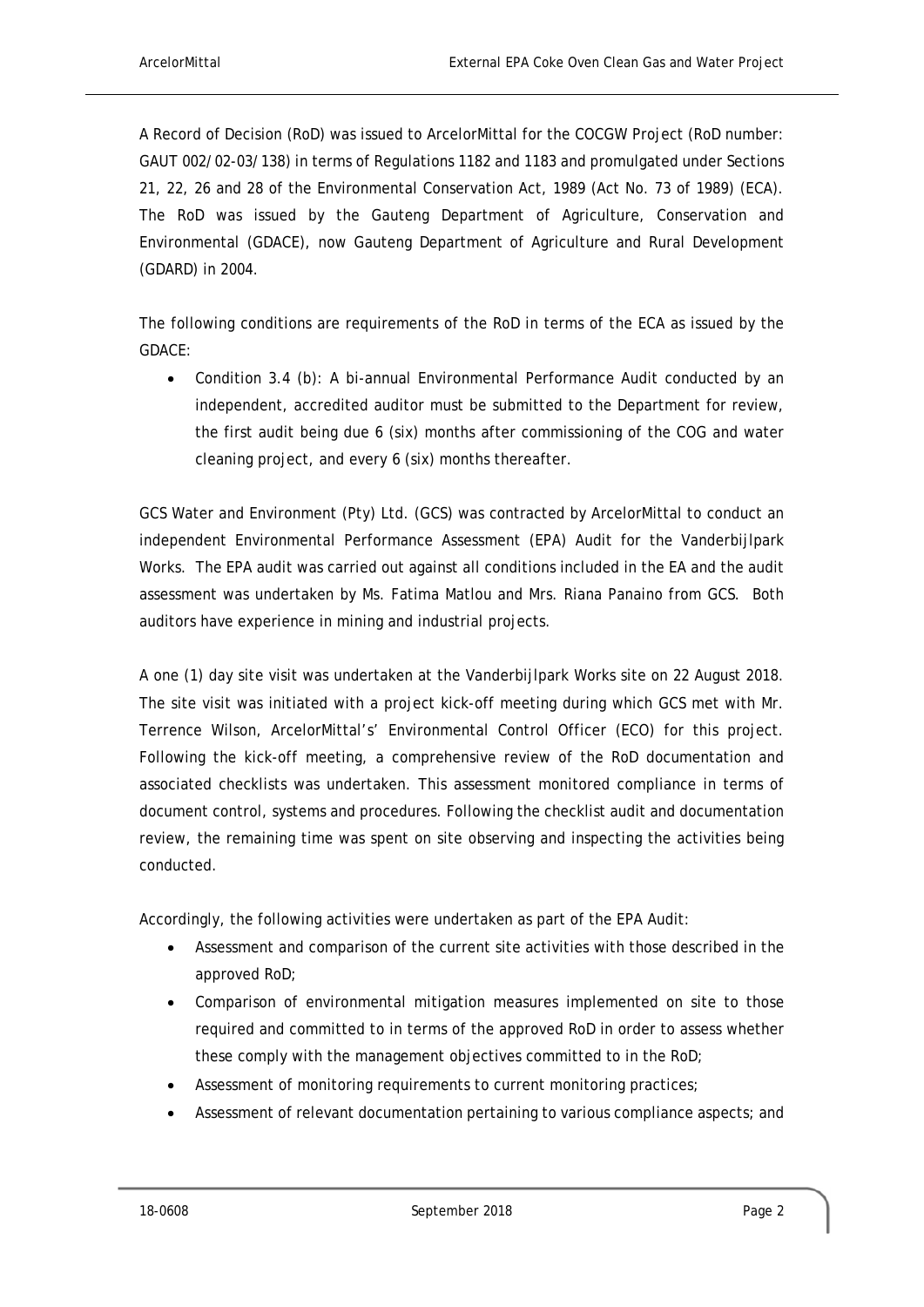A Record of Decision (RoD) was issued to ArcelorMittal for the COCGW Project (RoD number: GAUT 002/02-03/138) in terms of Regulations 1182 and 1183 and promulgated under Sections 21, 22, 26 and 28 of the Environmental Conservation Act, 1989 (Act No. 73 of 1989) (ECA). The RoD was issued by the Gauteng Department of Agriculture, Conservation and Environmental (GDACE), now Gauteng Department of Agriculture and Rural Development (GDARD) in 2004.

The following conditions are requirements of the RoD in terms of the ECA as issued by the GDACE:

- Condition 3.4 (b): A bi-annual Environmental Performance Audit conducted by an independent, accredited auditor must be submitted to the Department for review, the first audit being due 6 (six) months after commissioning of the COG and water cleaning project, and every 6 (six) months thereafter.

GCS Water and Environment (Pty) Ltd. (GCS) was contracted by ArcelorMittal to conduct an independent Environmental Performance Assessment (EPA) Audit for the Vanderbijlpark Works. The EPA audit was carried out against all conditions included in the EA and the audit assessment was undertaken by Ms. Fatima Matlou and Mrs. Riana Panaino from GCS. Both auditors have experience in mining and industrial projects.

A one (1) day site visit was undertaken at the Vanderbijlpark Works site on 22 August 2018. The site visit was initiated with a project kick-off meeting during which GCS met with Mr. Terrence Wilson, ArcelorMittal's' Environmental Control Officer (ECO) for this project. Following the kick-off meeting, a comprehensive review of the RoD documentation and associated checklists was undertaken. This assessment monitored compliance in terms of document control, systems and procedures. Following the checklist audit and documentation review, the remaining time was spent on site observing and inspecting the activities being conducted.

Accordingly, the following activities were undertaken as part of the EPA Audit:

- Assessment and comparison of the current site activities with those described in the approved RoD;
- Comparison of environmental mitigation measures implemented on site to those required and committed to in terms of the approved RoD in order to assess whether these comply with the management objectives committed to in the RoD;
- Assessment of monitoring requirements to current monitoring practices;
- Assessment of relevant documentation pertaining to various compliance aspects; and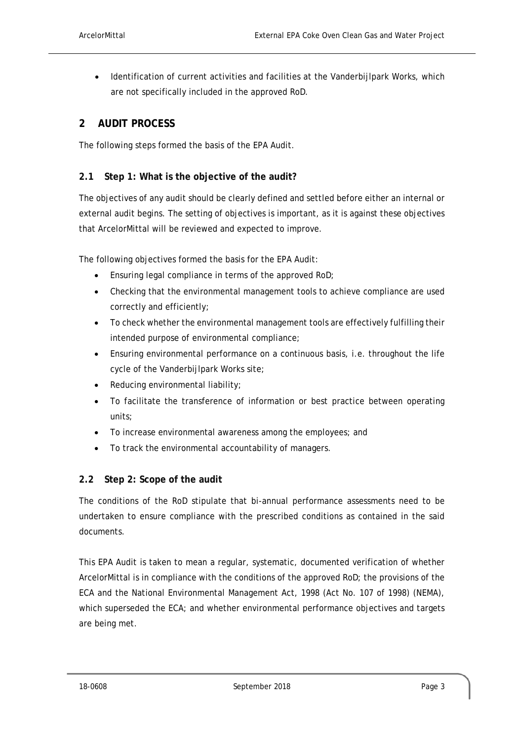- Identification of current activities and facilities at the Vanderbijlpark Works, which are not specifically included in the approved RoD.

## 2 AUDIT PROCESS

The following steps formed the basis of the EPA Audit.

### 2.1 Step 1: What is the objective of the audit?

The objectives of any audit should be clearly defined and settled before either an internal or external audit begins. The setting of objectives is important, as it is against these objectives that ArcelorMittal will be reviewed and expected to improve.

The following objectives formed the basis for the EPA Audit:

- Ensuring legal compliance in terms of the approved RoD;
- Checking that the environmental management tools to achieve compliance are used correctly and efficiently;
- To check whether the environmental management tools are effectively fulfilling their intended purpose of environmental compliance;
- Ensuring environmental performance on a continuous basis, i.e. throughout the life cycle of the Vanderbijlpark Works site;
- Reducing environmental liability;
- To facilitate the transference of information or best practice between operating units;
- To increase environmental awareness among the employees; and
- To track the environmental accountability of managers.

### 2.2 Step 2: Scope of the audit

The conditions of the RoD stipulate that bi-annual performance assessments need to be undertaken to ensure compliance with the prescribed conditions as contained in the said documents.

This EPA Audit is taken to mean a regular, systematic, documented verification of whether ArcelorMittal is in compliance with the conditions of the approved RoD; the provisions of the ECA and the National Environmental Management Act, 1998 (Act No. 107 of 1998) (NEMA), which superseded the ECA; and whether environmental performance objectives and targets are being met.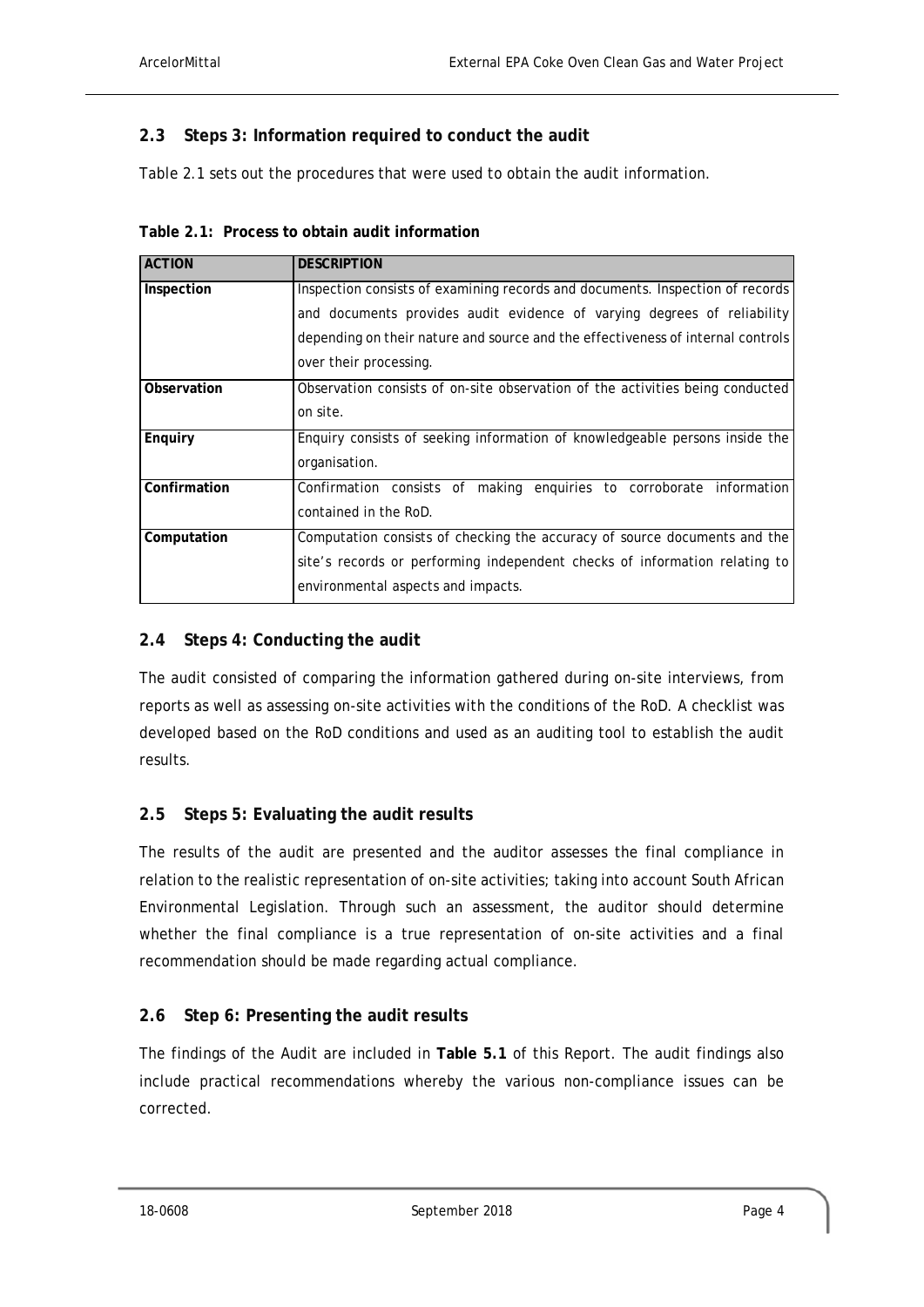## 2.3 Steps 3: Information required to conduct the audit

Table 2.1 sets out the procedures that were used to obtain the audit information.

**Table 2.1: Process to obtain audit information**

| ACTION | DESCRIPTION |
|---|---|
| **Inspection** | Inspection consists of examining records and documents. Inspection of records and documents provides audit evidence of varying degrees of reliability depending on their nature and source and the effectiveness of internal controls over their processing. |
| **Observation** | Observation consists of on-site observation of the activities being conducted on site. |
| **Enquiry** | Enquiry consists of seeking information of knowledgeable persons inside the organisation. |
| **Confirmation** | Confirmation consists of making enquiries to corroborate information contained in the RoD. |
| **Computation** | Computation consists of checking the accuracy of source documents and the site's records or performing independent checks of information relating to environmental aspects and impacts. |

## 2.4 Steps 4: Conducting the audit

The audit consisted of comparing the information gathered during on-site interviews, from reports as well as assessing on-site activities with the conditions of the RoD. A checklist was developed based on the RoD conditions and used as an auditing tool to establish the audit results.

## 2.5 Steps 5: Evaluating the audit results

The results of the audit are presented and the auditor assesses the final compliance in relation to the realistic representation of on-site activities; taking into account South African Environmental Legislation. Through such an assessment, the auditor should determine whether the final compliance is a true representation of on-site activities and a final recommendation should be made regarding actual compliance.

## 2.6 Step 6: Presenting the audit results

The findings of the Audit are included in **Table 5.1** of this Report. The audit findings also include practical recommendations whereby the various non-compliance issues can be corrected.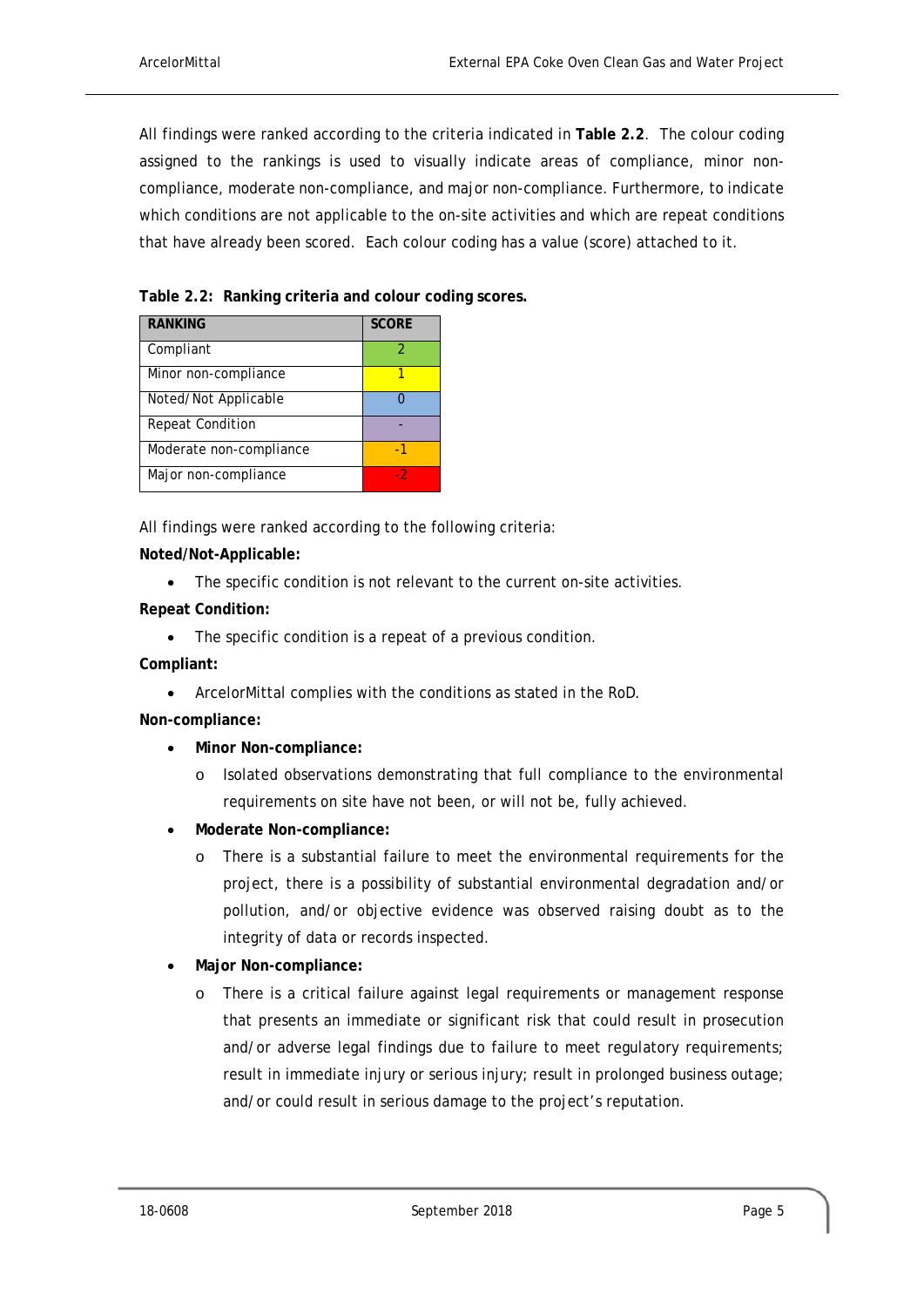All findings were ranked according to the criteria indicated in **Table 2.2**. The colour coding assigned to the rankings is used to visually indicate areas of compliance, minor non-compliance, moderate non-compliance, and major non-compliance. Furthermore, to indicate which conditions are not applicable to the on-site activities and which are repeat conditions that have already been scored. Each colour coding has a value (score) attached to it.

**Table 2.2: Ranking criteria and colour coding scores.**

| RANKING | SCORE |
|---|---|
| Compliant | 2 |
| Minor non-compliance | 1 |
| Noted/Not Applicable | 0 |
| Repeat Condition | - |
| Moderate non-compliance | -1 |
| Major non-compliance | -2 |

All findings were ranked according to the following criteria:

**Noted/Not-Applicable:**

- The specific condition is not relevant to the current on-site activities.

**Repeat Condition:**

- The specific condition is a repeat of a previous condition.

**Compliant:**

- ArcelorMittal complies with the conditions as stated in the RoD.

**Non-compliance:**

- **Minor Non-compliance:**
    - Isolated observations demonstrating that full compliance to the environmental requirements on site have not been, or will not be, fully achieved.
- **Moderate Non-compliance:**
    - There is a substantial failure to meet the environmental requirements for the project, there is a possibility of substantial environmental degradation and/or pollution, and/or objective evidence was observed raising doubt as to the integrity of data or records inspected.
- **Major Non-compliance:**
    - There is a critical failure against legal requirements or management response that presents an immediate or significant risk that could result in prosecution and/or adverse legal findings due to failure to meet regulatory requirements; result in immediate injury or serious injury; result in prolonged business outage; and/or could result in serious damage to the project's reputation.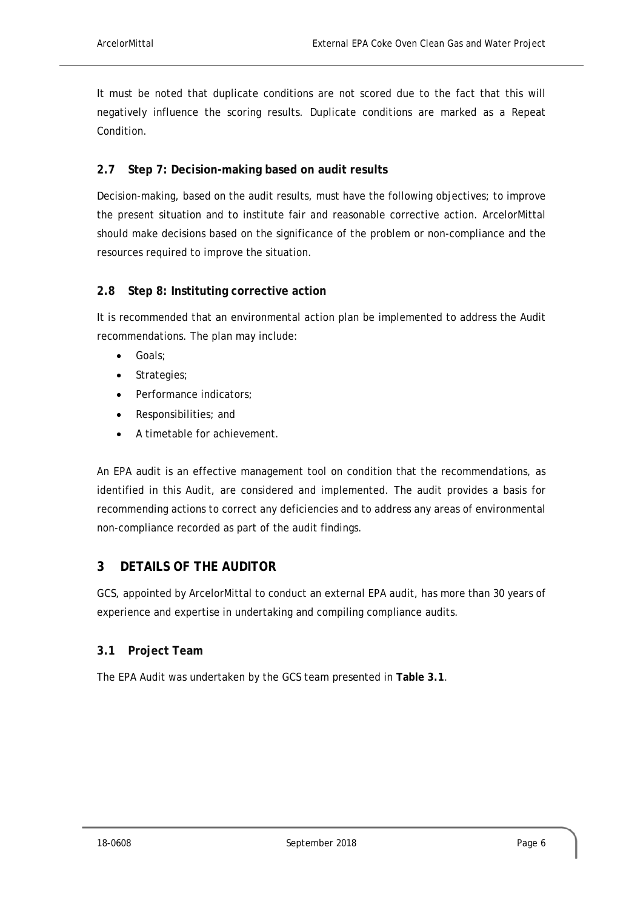It must be noted that duplicate conditions are not scored due to the fact that this will negatively influence the scoring results. Duplicate conditions are marked as a Repeat Condition.

### 2.7 Step 7: Decision-making based on audit results

Decision-making, based on the audit results, must have the following objectives; to improve the present situation and to institute fair and reasonable corrective action. ArcelorMittal should make decisions based on the significance of the problem or non-compliance and the resources required to improve the situation.

### 2.8 Step 8: Instituting corrective action

It is recommended that an environmental action plan be implemented to address the Audit recommendations. The plan may include:

- Goals;
- Strategies;
- Performance indicators;
- Responsibilities; and
- A timetable for achievement.

An EPA audit is an effective management tool on condition that the recommendations, as identified in this Audit, are considered and implemented. The audit provides a basis for recommending actions to correct any deficiencies and to address any areas of environmental non-compliance recorded as part of the audit findings.

## 3 DETAILS OF THE AUDITOR

GCS, appointed by ArcelorMittal to conduct an external EPA audit, has more than 30 years of experience and expertise in undertaking and compiling compliance audits.

### 3.1 Project Team

The EPA Audit was undertaken by the GCS team presented in **Table 3.1**.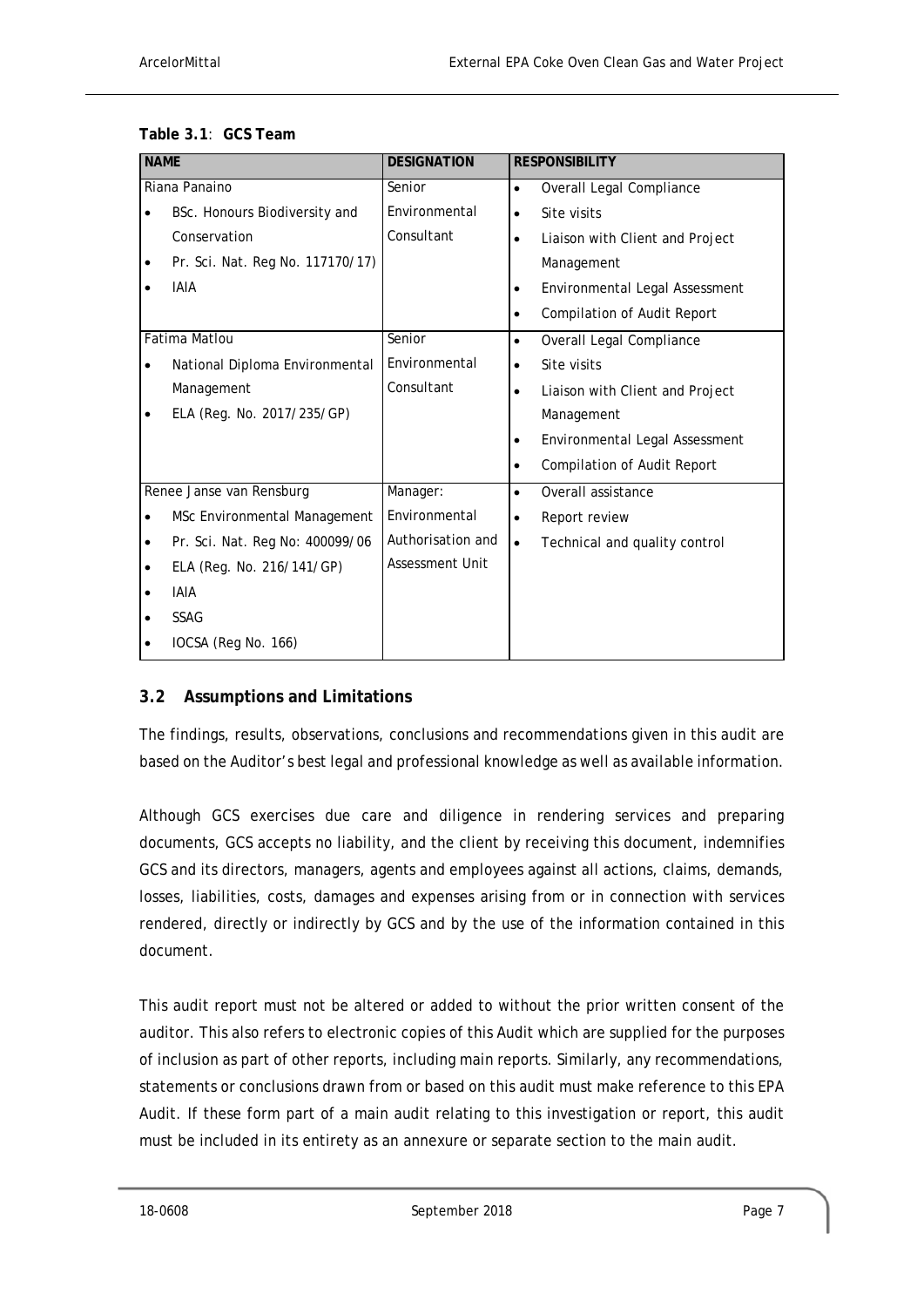**Table 3.1**: **GCS Team**

| NAME | DESIGNATION | RESPONSIBILITY |
|---|---|---|
| Riana Panaino<br>• BSc. Honours Biodiversity and Conservation<br>• Pr. Sci. Nat. Reg No. 117170/17)<br>• IAIA | Senior Environmental Consultant | • Overall Legal Compliance<br>• Site visits<br>• Liaison with Client and Project Management<br>• Environmental Legal Assessment<br>• Compilation of Audit Report |
| Fatima Matlou<br>• National Diploma Environmental Management<br>• ELA (Reg. No. 2017/235/GP) | Senior Environmental Consultant | • Overall Legal Compliance<br>• Site visits<br>• Liaison with Client and Project Management<br>• Environmental Legal Assessment<br>• Compilation of Audit Report |
| Renee Janse van Rensburg<br>• MSc Environmental Management<br>• Pr. Sci. Nat. Reg No: 400099/06<br>• ELA (Reg. No. 216/141/GP)<br>• IAIA<br>• SSAG<br>• IOCSA (Reg No. 166) | Manager: Environmental Authorisation and Assessment Unit | • Overall assistance<br>• Report review<br>• Technical and quality control |

## 3.2 Assumptions and Limitations

The findings, results, observations, conclusions and recommendations given in this audit are based on the Auditor's best legal and professional knowledge as well as available information.

Although GCS exercises due care and diligence in rendering services and preparing documents, GCS accepts no liability, and the client by receiving this document, indemnifies GCS and its directors, managers, agents and employees against all actions, claims, demands, losses, liabilities, costs, damages and expenses arising from or in connection with services rendered, directly or indirectly by GCS and by the use of the information contained in this document.

This audit report must not be altered or added to without the prior written consent of the auditor. This also refers to electronic copies of this Audit which are supplied for the purposes of inclusion as part of other reports, including main reports. Similarly, any recommendations, statements or conclusions drawn from or based on this audit must make reference to this EPA Audit. If these form part of a main audit relating to this investigation or report, this audit must be included in its entirety as an annexure or separate section to the main audit.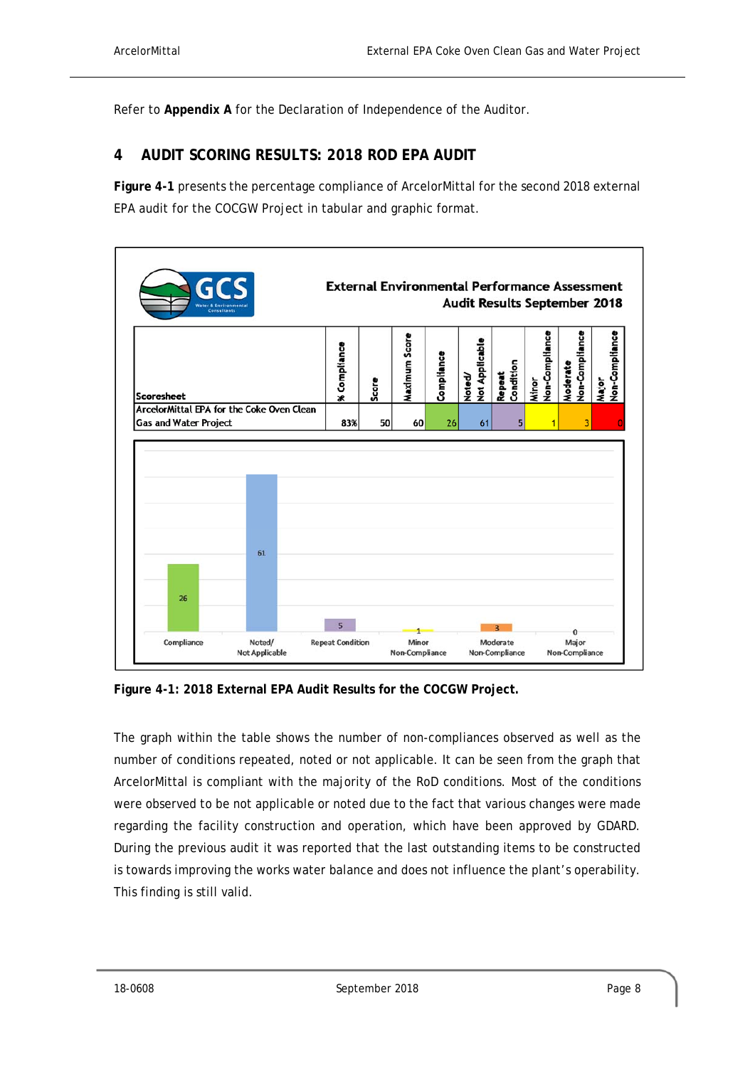Refer to **Appendix A** for the Declaration of Independence of the Auditor.

# 4 AUDIT SCORING RESULTS: 2018 ROD EPA AUDIT

**Figure 4-1** presents the percentage compliance of ArcelorMittal for the second 2018 external EPA audit for the COCGW Project in tabular and graphic format.

**External Environmental Performance Assessment Audit Results September 2018**

| Scoresheet | % Compliance | Score | Maximum Score | Compliance | Noted/ Not Applicable | Repeat Condition | Minor Non-Compliance | Moderate Non-Compliance | Major Non-Compliance |
|---|---|---|---|---|---|---|---|---|---|
| ArcelorMittal EPA for the Coke Oven Clean Gas and Water Project | 83% | 50 | 60 | 26 | 61 | 5 | 1 | 3 | 0 |

| Category | Count |
|---|---|
| Compliance | 26 |
| Noted/ Not Applicable | 61 |
| Repeat Condition | 5 |
| Minor Non-Compliance | 1 |
| Moderate Non-Compliance | 3 |
| Major Non-Compliance | 0 |

**Figure 4-1: 2018 External EPA Audit Results for the COCGW Project.**

The graph within the table shows the number of non-compliances observed as well as the number of conditions repeated, noted or not applicable. It can be seen from the graph that ArcelorMittal is compliant with the majority of the RoD conditions. Most of the conditions were observed to be not applicable or noted due to the fact that various changes were made regarding the facility construction and operation, which have been approved by GDARD. During the previous audit it was reported that the last outstanding items to be constructed is towards improving the works water balance and does not influence the plant's operability. This finding is still valid.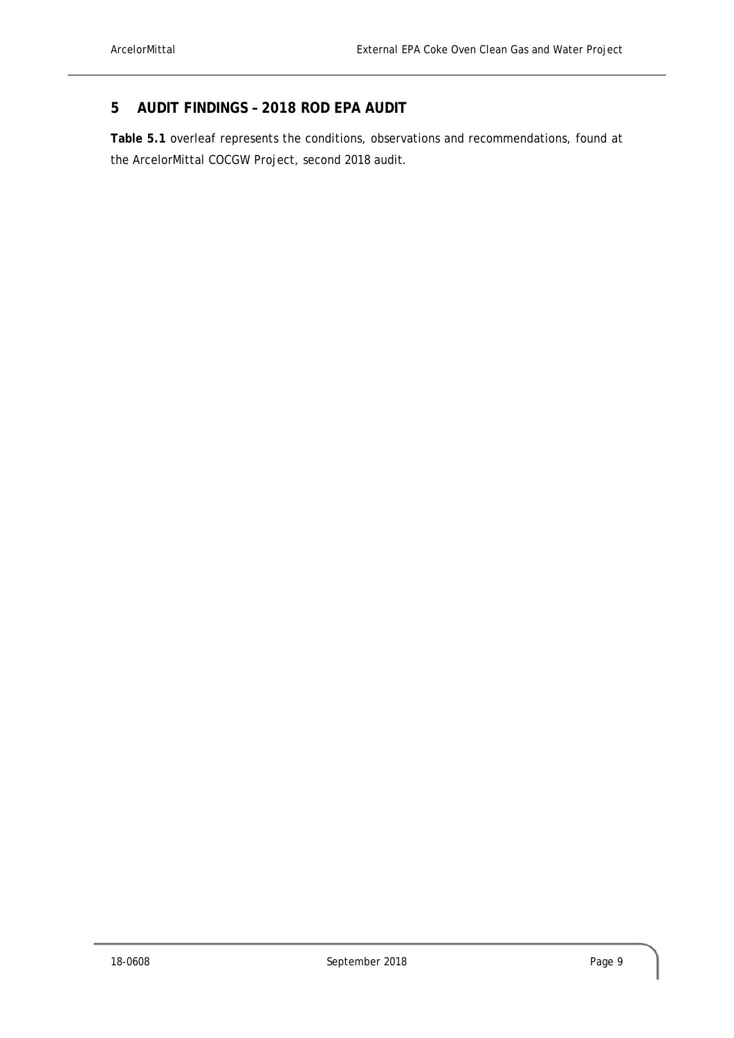# 5 AUDIT FINDINGS – 2018 ROD EPA AUDIT

**Table 5.1** overleaf represents the conditions, observations and recommendations, found at the ArcelorMittal COCGW Project, second 2018 audit.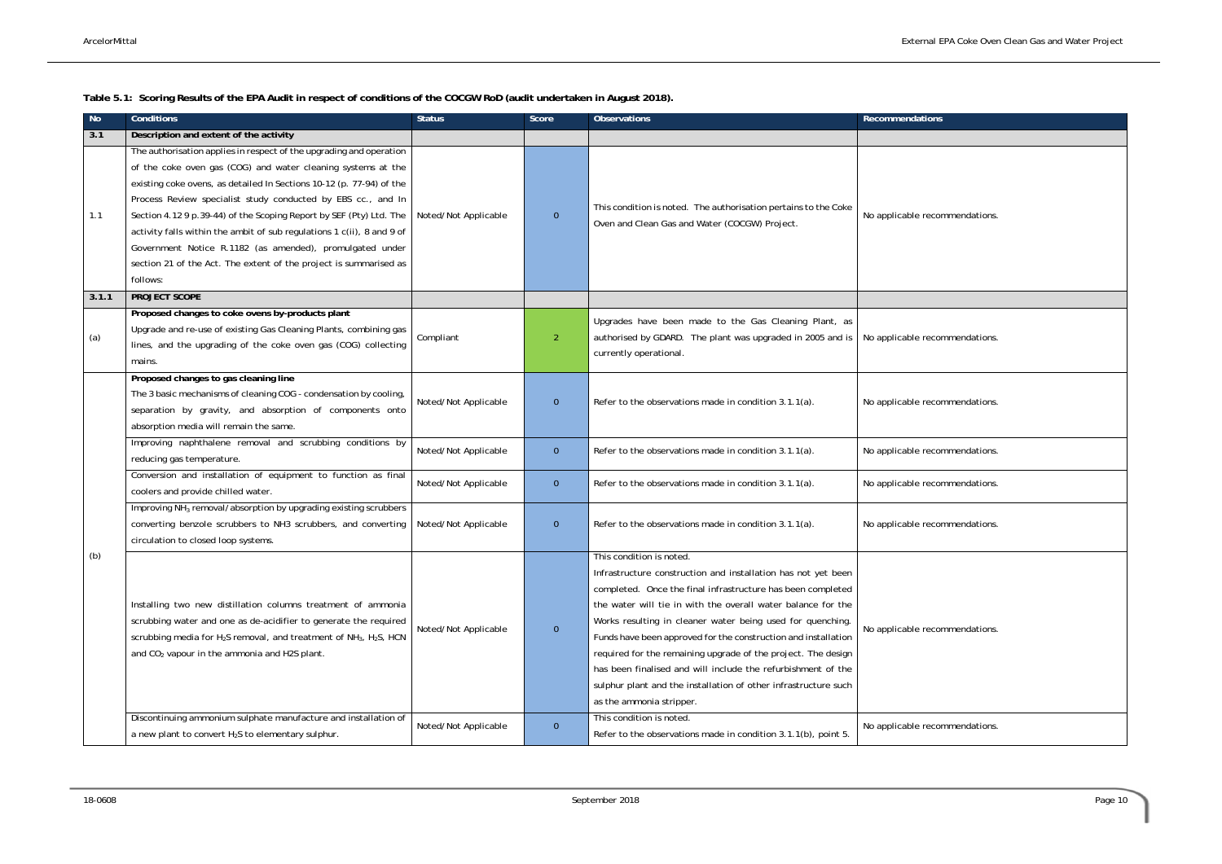**Table 5.1: Scoring Results of the EPA Audit in respect of conditions of the COCGW RoD (audit undertaken in August 2018).**

| No | Conditions | Status | Score | Observations | Recommendations |
|---|---|---|---|---|---|
| 3.1 | **Description and extent of the activity** | | | | |
| 1.1 | The authorisation applies in respect of the upgrading and operation of the coke oven gas (COG) and water cleaning systems at the existing coke ovens, as detailed In Sections 10-12 (p. 77-94) of the Process Review specialist study conducted by EBS cc., and In Section 4.12 9 p.39-44) of the Scoping Report by SEF (Pty) Ltd. The activity falls within the ambit of sub regulations 1 c(ii), 8 and 9 of Government Notice R.1182 (as amended), promulgated under section 21 of the Act. The extent of the project is summarised as follows: | Noted/Not Applicable | 0 | This condition is noted. The authorisation pertains to the Coke Oven and Clean Gas and Water (COCGW) Project. | No applicable recommendations. |
| 3.1.1 | **PROJECT SCOPE** | | | | |
| (a) | **Proposed changes to coke ovens by-products plant** Upgrade and re-use of existing Gas Cleaning Plants, combining gas lines, and the upgrading of the coke oven gas (COG) collecting mains. | Compliant | 2 | Upgrades have been made to the Gas Cleaning Plant, as authorised by GDARD. The plant was upgraded in 2005 and is currently operational. | No applicable recommendations. |
| (b) | **Proposed changes to gas cleaning line** The 3 basic mechanisms of cleaning COG - condensation by cooling, separation by gravity, and absorption of components onto absorption media will remain the same. | Noted/Not Applicable | 0 | Refer to the observations made in condition 3.1.1(a). | No applicable recommendations. |
| | Improving naphthalene removal and scrubbing conditions by reducing gas temperature. | Noted/Not Applicable | 0 | Refer to the observations made in condition 3.1.1(a). | No applicable recommendations. |
| | Conversion and installation of equipment to function as final coolers and provide chilled water. | Noted/Not Applicable | 0 | Refer to the observations made in condition 3.1.1(a). | No applicable recommendations. |
| | Improving $NH_3$ removal/absorption by upgrading existing scrubbers converting benzole scrubbers to NH3 scrubbers, and converting circulation to closed loop systems. | Noted/Not Applicable | 0 | Refer to the observations made in condition 3.1.1(a). | No applicable recommendations. |
| | Installing two new distillation columns treatment of ammonia scrubbing water and one as de-acidifier to generate the required scrubbing media for $H_2S$ removal, and treatment of $NH_3$, $H_2S$, HCN and $CO_2$ vapour in the ammonia and H2S plant. | Noted/Not Applicable | 0 | This condition is noted. Infrastructure construction and installation has not yet been completed. Once the final infrastructure has been completed the water will tie in with the overall water balance for the Works resulting in cleaner water being used for quenching. Funds have been approved for the construction and installation required for the remaining upgrade of the project. The design has been finalised and will include the refurbishment of the sulphur plant and the installation of other infrastructure such as the ammonia stripper. | No applicable recommendations. |
| | Discontinuing ammonium sulphate manufacture and installation of a new plant to convert $H_2S$ to elementary sulphur. | Noted/Not Applicable | 0 | This condition is noted. Refer to the observations made in condition 3.1.1(b), point 5. | No applicable recommendations. |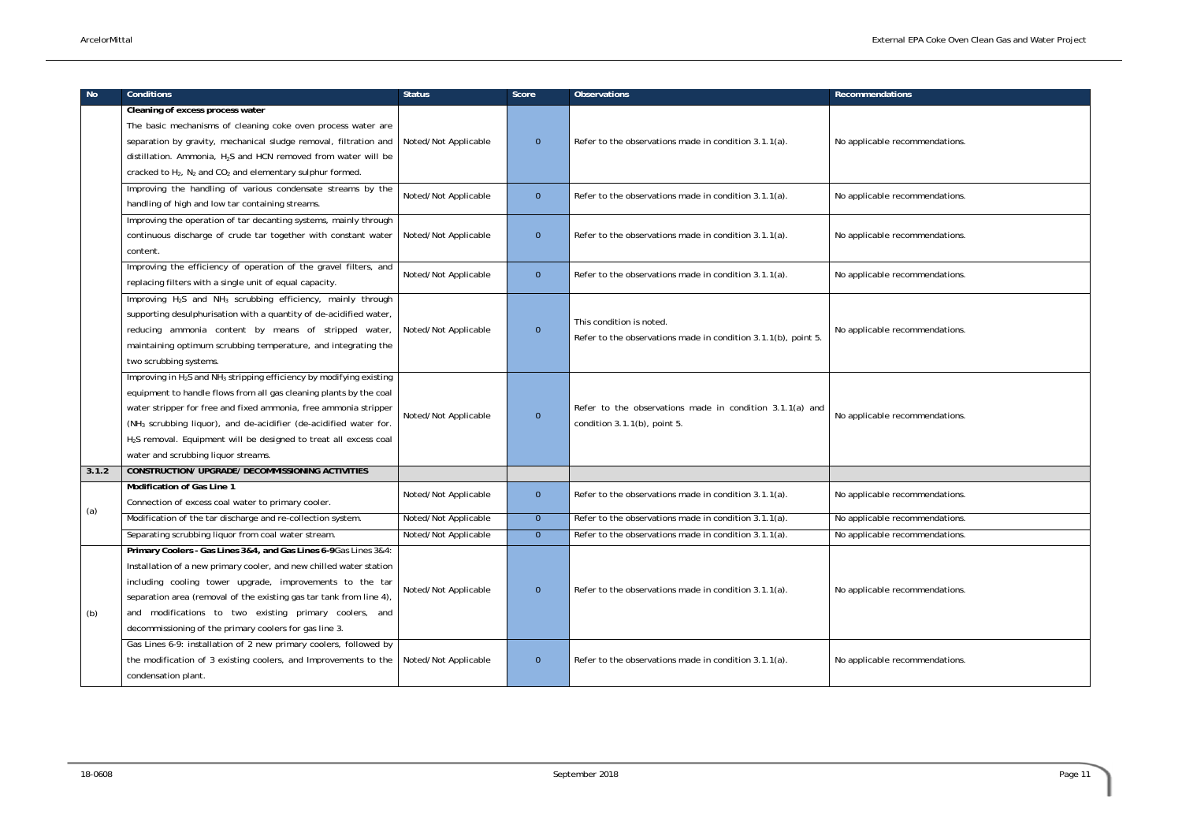| No | Conditions | Status | Score | Observations | Recommendations |
|---|---|---|---|---|---|
| | **Cleaning of excess process water** The basic mechanisms of cleaning coke oven process water are separation by gravity, mechanical sludge removal, filtration and distillation. Ammonia, $H_2S$ and HCN removed from water will be cracked to $H_2$, $N_2$ and $CO_2$ and elementary sulphur formed. | Noted/Not Applicable | 0 | Refer to the observations made in condition 3.1.1(a). | No applicable recommendations. |
| | Improving the handling of various condensate streams by the handling of high and low tar containing streams. | Noted/Not Applicable | 0 | Refer to the observations made in condition 3.1.1(a). | No applicable recommendations. |
| | Improving the operation of tar decanting systems, mainly through continuous discharge of crude tar together with constant water content. | Noted/Not Applicable | 0 | Refer to the observations made in condition 3.1.1(a). | No applicable recommendations. |
| | Improving the efficiency of operation of the gravel filters, and replacing filters with a single unit of equal capacity. | Noted/Not Applicable | 0 | Refer to the observations made in condition 3.1.1(a). | No applicable recommendations. |
| | Improving $H_2S$ and $NH_3$ scrubbing efficiency, mainly through supporting desulphurisation with a quantity of de-acidified water, reducing ammonia content by means of stripped water, maintaining optimum scrubbing temperature, and integrating the two scrubbing systems. | Noted/Not Applicable | 0 | This condition is noted. Refer to the observations made in condition 3.1.1(b), point 5. | No applicable recommendations. |
| | Improving in $H_2S$ and $NH_3$ stripping efficiency by modifying existing equipment to handle flows from all gas cleaning plants by the coal water stripper for free and fixed ammonia, free ammonia stripper ($NH_3$ scrubbing liquor), and de-acidifier (de-acidified water for. $H_2S$ removal. Equipment will be designed to treat all excess coal water and scrubbing liquor streams. | Noted/Not Applicable | 0 | Refer to the observations made in condition 3.1.1(a) and condition 3.1.1(b), point 5. | No applicable recommendations. |
| **3.1.2** | **CONSTRUCTION/ UPGRADE/ DECOMMISSIONING ACTIVITIES** | | | | |
| (a) | **Modification of Gas Line 1** Connection of excess coal water to primary cooler. | Noted/Not Applicable | 0 | Refer to the observations made in condition 3.1.1(a). | No applicable recommendations. |
| | Modification of the tar discharge and re-collection system. | Noted/Not Applicable | 0 | Refer to the observations made in condition 3.1.1(a). | No applicable recommendations. |
| | Separating scrubbing liquor from coal water stream. | Noted/Not Applicable | 0 | Refer to the observations made in condition 3.1.1(a). | No applicable recommendations. |
| (b) | **Primary Coolers - Gas Lines 3&4, and Gas Lines 6-9** Gas Lines 3&4: Installation of a new primary cooler, and new chilled water station including cooling tower upgrade, improvements to the tar separation area (removal of the existing gas tar tank from line 4), and modifications to two existing primary coolers, and decommissioning of the primary coolers for gas line 3. | Noted/Not Applicable | 0 | Refer to the observations made in condition 3.1.1(a). | No applicable recommendations. |
| | Gas Lines 6-9: installation of 2 new primary coolers, followed by the modification of 3 existing coolers, and Improvements to the condensation plant. | Noted/Not Applicable | 0 | Refer to the observations made in condition 3.1.1(a). | No applicable recommendations. |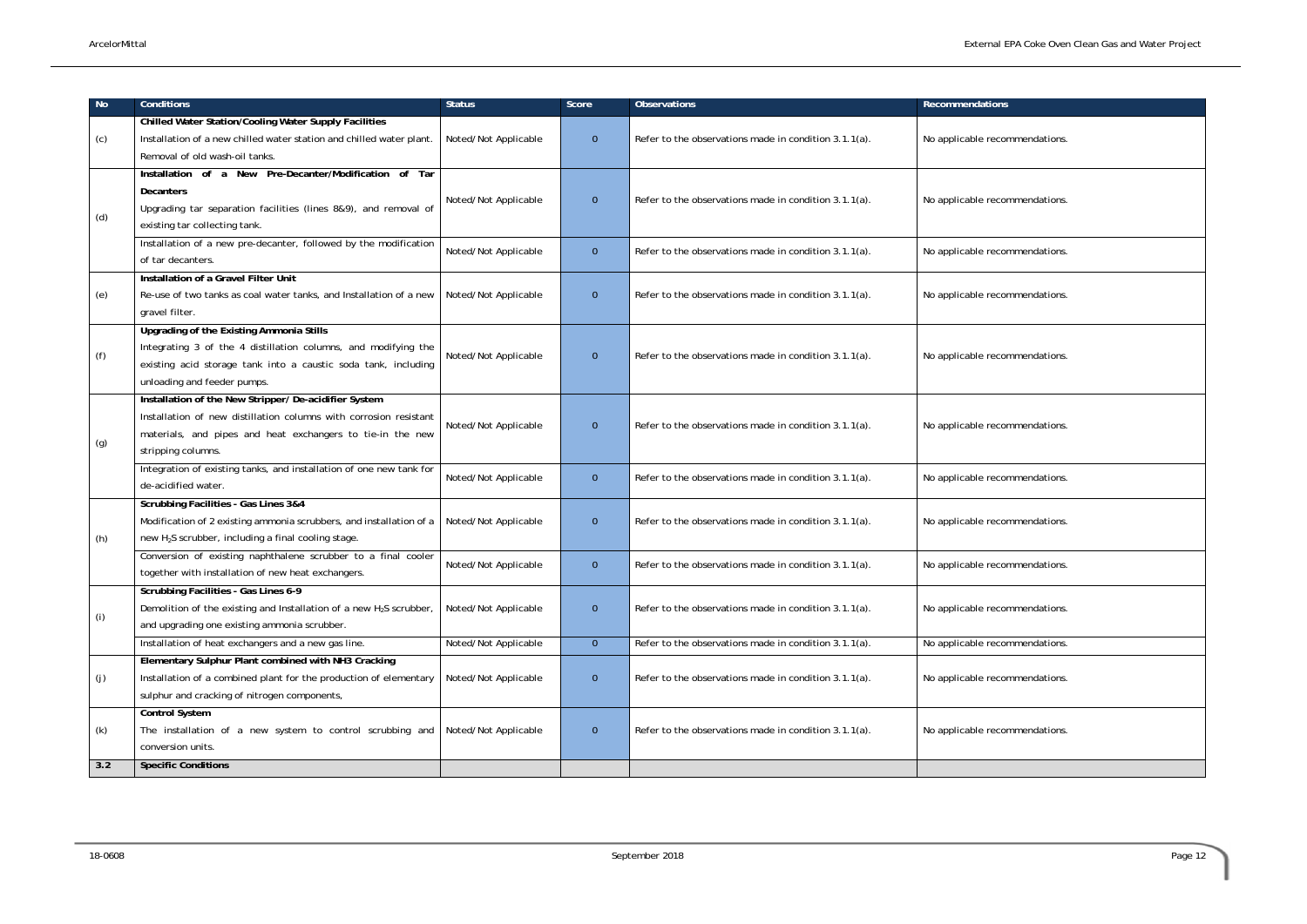| No | Conditions | Status | Score | Observations | Recommendations |
|---|---|---|---|---|---|
| (c) | **Chilled Water Station/Cooling Water Supply Facilities** Installation of a new chilled water station and chilled water plant. Removal of old wash-oil tanks. | Noted/Not Applicable | 0 | Refer to the observations made in condition 3.1.1(a). | No applicable recommendations. |
| (d) | **Installation of a New Pre-Decanter/Modification of Tar Decanters** Upgrading tar separation facilities (lines 8&9), and removal of existing tar collecting tank. | Noted/Not Applicable | 0 | Refer to the observations made in condition 3.1.1(a). | No applicable recommendations. |
| | Installation of a new pre-decanter, followed by the modification of tar decanters. | Noted/Not Applicable | 0 | Refer to the observations made in condition 3.1.1(a). | No applicable recommendations. |
| (e) | **Installation of a Gravel Filter Unit** Re-use of two tanks as coal water tanks, and Installation of a new gravel filter. | Noted/Not Applicable | 0 | Refer to the observations made in condition 3.1.1(a). | No applicable recommendations. |
| (f) | **Upgrading of the Existing Ammonia Stills** Integrating 3 of the 4 distillation columns, and modifying the existing acid storage tank into a caustic soda tank, including unloading and feeder pumps. | Noted/Not Applicable | 0 | Refer to the observations made in condition 3.1.1(a). | No applicable recommendations. |
| (g) | **Installation of the New Stripper/ De-acidifier System** Installation of new distillation columns with corrosion resistant materials, and pipes and heat exchangers to tie-in the new stripping columns. | Noted/Not Applicable | 0 | Refer to the observations made in condition 3.1.1(a). | No applicable recommendations. |
| | Integration of existing tanks, and installation of one new tank for de-acidified water. | Noted/Not Applicable | 0 | Refer to the observations made in condition 3.1.1(a). | No applicable recommendations. |
| (h) | **Scrubbing Facilities - Gas Lines 3&4** Modification of 2 existing ammonia scrubbers, and installation of a new $H_2S$ scrubber, including a final cooling stage. | Noted/Not Applicable | 0 | Refer to the observations made in condition 3.1.1(a). | No applicable recommendations. |
| | Conversion of existing naphthalene scrubber to a final cooler together with installation of new heat exchangers. | Noted/Not Applicable | 0 | Refer to the observations made in condition 3.1.1(a). | No applicable recommendations. |
| (i) | **Scrubbing Facilities - Gas Lines 6-9** Demolition of the existing and Installation of a new $H_2S$ scrubber, and upgrading one existing ammonia scrubber. | Noted/Not Applicable | 0 | Refer to the observations made in condition 3.1.1(a). | No applicable recommendations. |
| | Installation of heat exchangers and a new gas line. | Noted/Not Applicable | 0 | Refer to the observations made in condition 3.1.1(a). | No applicable recommendations. |
| (j) | **Elementary Sulphur Plant combined with NH3 Cracking** Installation of a combined plant for the production of elementary sulphur and cracking of nitrogen components, | Noted/Not Applicable | 0 | Refer to the observations made in condition 3.1.1(a). | No applicable recommendations. |
| (k) | **Control System** The installation of a new system to control scrubbing and conversion units. | Noted/Not Applicable | 0 | Refer to the observations made in condition 3.1.1(a). | No applicable recommendations. |
| **3.2** | **Specific Conditions** | | | | |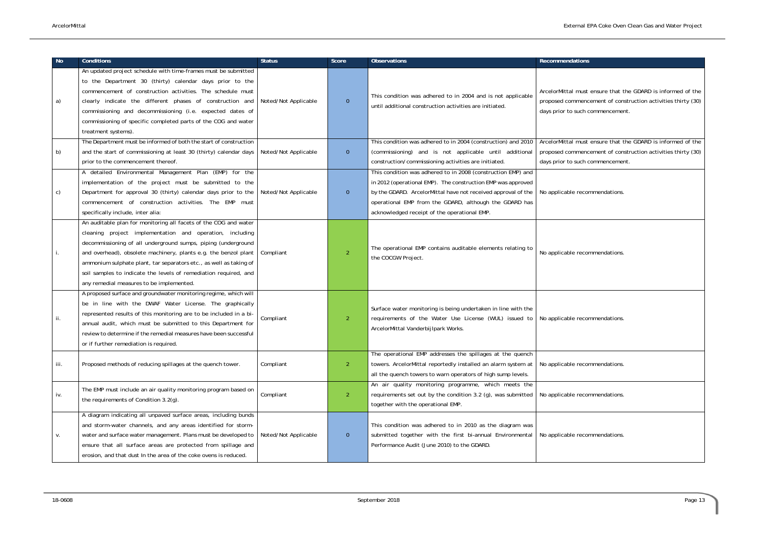| No | Conditions | Status | Score | Observations | Recommendations |
| --- | --- | --- | --- | --- | --- |
| a) | An updated project schedule with time-frames must be submitted to the Department 30 (thirty) calendar days prior to the commencement of construction activities. The schedule must clearly indicate the different phases of construction and commissioning and decommissioning (i.e. expected dates of commissioning of specific completed parts of the COG and water treatment systems). | Noted/Not Applicable | 0 | This condition was adhered to in 2004 and is not applicable until additional construction activities are initiated. | ArcelorMittal must ensure that the GDARD is informed of the proposed commencement of construction activities thirty (30) days prior to such commencement. |
| b) | The Department must be informed of both the start of construction and the start of commissioning at least 30 (thirty) calendar days prior to the commencement thereof. | Noted/Not Applicable | 0 | This condition was adhered to in 2004 (construction) and 2010 (commissioning) and is not applicable until additional construction/commissioning activities are initiated. | ArcelorMittal must ensure that the GDARD is informed of the proposed commencement of construction activities thirty (30) days prior to such commencement. |
| c) | A detailed Environmental Management Plan (EMP) for the implementation of the project must be submitted to the Department for approval 30 (thirty) calendar days prior to the commencement of construction activities. The EMP must specifically include, inter alia: | Noted/Not Applicable | 0 | This condition was adhered to in 2008 (construction EMP) and in 2012 (operational EMP). The construction EMP was approved by the GDARD. ArcelorMittal have not received approval of the operational EMP from the GDARD, although the GDARD has acknowledged receipt of the operational EMP. | No applicable recommendations. |
| i. | An auditable plan for monitoring all facets of the COG and water cleaning project implementation and operation, including decommissioning of all underground sumps, piping (underground and overhead), obsolete machinery, plants e.g. the benzol plant ammonium sulphate plant, tar separators etc., as well as taking of soil samples to indicate the levels of remediation required, and any remedial measures to be implemented. | Compliant | 2 | The operational EMP contains auditable elements relating to the COCGW Project. | No applicable recommendations. |
| ii. | A proposed surface and groundwater monitoring regime, which will be in line with the DWAF Water License. The graphically represented results of this monitoring are to be included in a bi-annual audit, which must be submitted to this Department for review to determine if the remedial measures have been successful or if further remediation is required. | Compliant | 2 | Surface water monitoring is being undertaken in line with the requirements of the Water Use License (WUL) issued to ArcelorMittal Vanderbijlpark Works. | No applicable recommendations. |
| iii. | Proposed methods of reducing spillages at the quench tower. | Compliant | 2 | The operational EMP addresses the spillages at the quench towers. ArcelorMittal reportedly installed an alarm system at all the quench towers to warn operators of high sump levels. | No applicable recommendations. |
| iv. | The EMP must include an air quality monitoring program based on the requirements of Condition 3.2(g). | Compliant | 2 | An air quality monitoring programme, which meets the requirements set out by the condition 3.2 (g), was submitted together with the operational EMP. | No applicable recommendations. |
| v. | A diagram indicating all unpaved surface areas, including bunds and storm-water channels, and any areas identified for storm-water and surface water management. Plans must be developed to ensure that all surface areas are protected from spillage and erosion, and that dust In the area of the coke ovens is reduced. | Noted/Not Applicable | 0 | This condition was adhered to in 2010 as the diagram was submitted together with the first bi-annual Environmental Performance Audit (June 2010) to the GDARD. | No applicable recommendations. |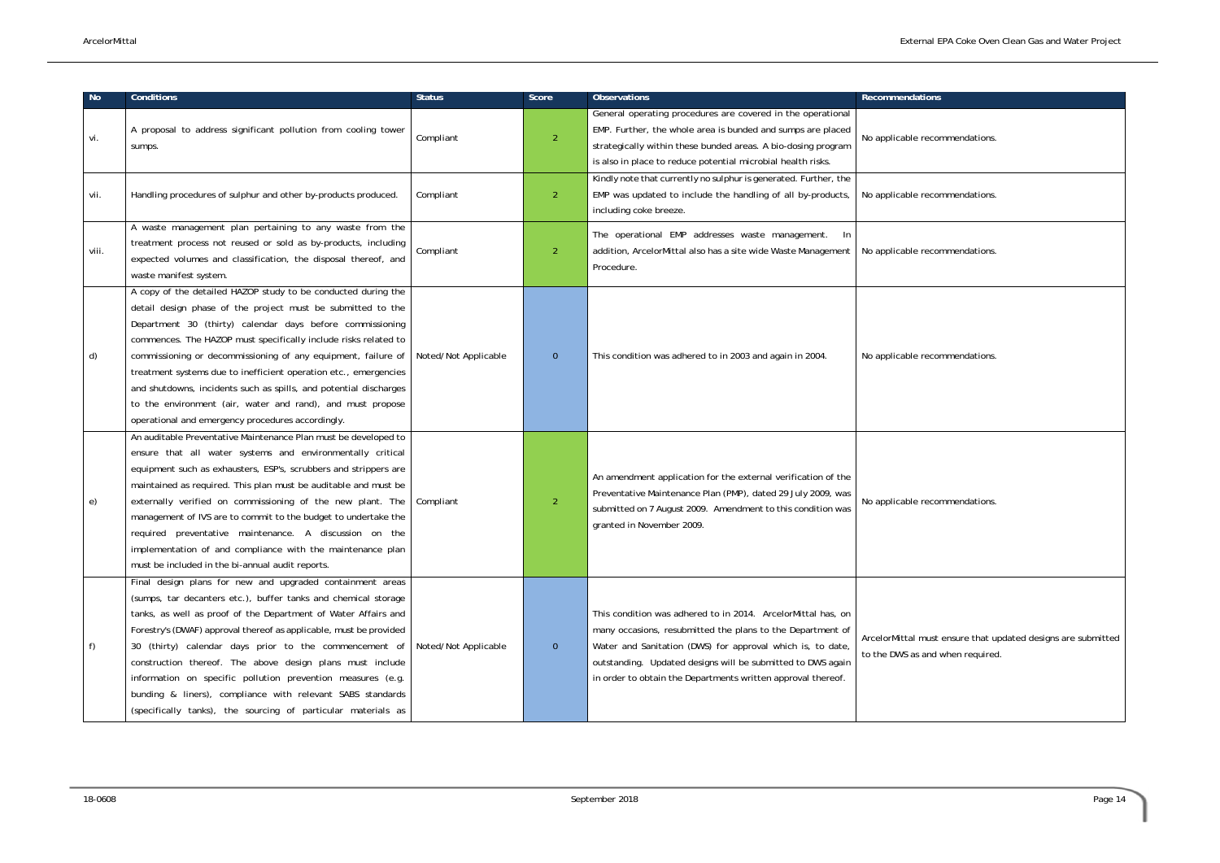| No | Conditions | Status | Score | Observations | Recommendations |
|---|---|---|---|---|---|
| vi. | A proposal to address significant pollution from cooling tower sumps. | Compliant | 2 | General operating procedures are covered in the operational EMP. Further, the whole area is bunded and sumps are placed strategically within these bunded areas. A bio-dosing program is also in place to reduce potential microbial health risks. | No applicable recommendations. |
| vii. | Handling procedures of sulphur and other by-products produced. | Compliant | 2 | Kindly note that currently no sulphur is generated. Further, the EMP was updated to include the handling of all by-products, including coke breeze. | No applicable recommendations. |
| viii. | A waste management plan pertaining to any waste from the treatment process not reused or sold as by-products, including expected volumes and classification, the disposal thereof, and waste manifest system. | Compliant | 2 | The operational EMP addresses waste management. In addition, ArcelorMittal also has a site wide Waste Management Procedure. | No applicable recommendations. |
| d) | A copy of the detailed HAZOP study to be conducted during the detail design phase of the project must be submitted to the Department 30 (thirty) calendar days before commissioning commences. The HAZOP must specifically include risks related to commissioning or decommissioning of any equipment, failure of treatment systems due to inefficient operation etc., emergencies and shutdowns, incidents such as spills, and potential discharges to the environment (air, water and rand), and must propose operational and emergency procedures accordingly. | Noted/Not Applicable | 0 | This condition was adhered to in 2003 and again in 2004. | No applicable recommendations. |
| e) | An auditable Preventative Maintenance Plan must be developed to ensure that all water systems and environmentally critical equipment such as exhausters, ESP's, scrubbers and strippers are maintained as required. This plan must be auditable and must be externally verified on commissioning of the new plant. The management of IVS are to commit to the budget to undertake the required preventative maintenance. A discussion on the implementation of and compliance with the maintenance plan must be included in the bi-annual audit reports. | Compliant | 2 | An amendment application for the external verification of the Preventative Maintenance Plan (PMP), dated 29 July 2009, was submitted on 7 August 2009. Amendment to this condition was granted in November 2009. | No applicable recommendations. |
| f) | Final design plans for new and upgraded containment areas (sumps, tar decanters etc.), buffer tanks and chemical storage tanks, as well as proof of the Department of Water Affairs and Forestry's (DWAF) approval thereof as applicable, must be provided 30 (thirty) calendar days prior to the commencement of construction thereof. The above design plans must include information on specific pollution prevention measures (e.g. bunding & liners), compliance with relevant SABS standards (specifically tanks), the sourcing of particular materials as | Noted/Not Applicable | 0 | This condition was adhered to in 2014. ArcelorMittal has, on many occasions, resubmitted the plans to the Department of Water and Sanitation (DWS) for approval which is, to date, outstanding. Updated designs will be submitted to DWS again in order to obtain the Departments written approval thereof. | ArcelorMittal must ensure that updated designs are submitted to the DWS as and when required. |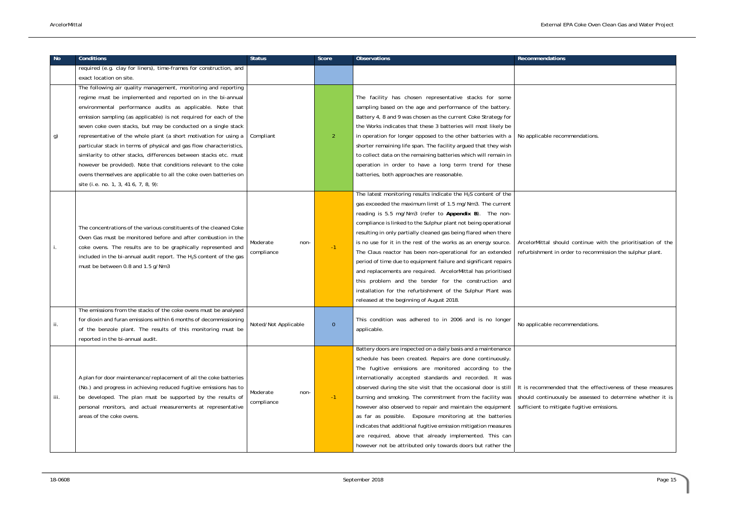| No | Conditions | Status | Score | Observations | Recommendations |
|---|---|---|---|---|---|
| | required (e.g. clay for liners), time-frames for construction, and exact location on site. | | | | |
| g) | The following air quality management, monitoring and reporting regime must be implemented and reported on in the bi-annual environmental performance audits as applicable. Note that emission sampling (as applicable) is not required for each of the seven coke oven stacks, but may be conducted on a single stack representative of the whole plant (a short motivation for using a particular stack in terms of physical and gas flow characteristics, similarity to other stacks, differences between stacks etc. must however be provided). Note that conditions relevant to the coke ovens themselves are applicable to all the coke oven batteries on site (i.e. no. 1, 3, 41 6, 7, 8, 9): | Compliant | 2 | The facility has chosen representative stacks for some sampling based on the age and performance of the battery. Battery 4, 8 and 9 was chosen as the current Coke Strategy for the Works indicates that these 3 batteries will most likely be in operation for longer opposed to the other batteries with a shorter remaining life span. The facility argued that they wish to collect data on the remaining batteries which will remain in operation in order to have a long term trend for these batteries, both approaches are reasonable. | No applicable recommendations. |
| i. | The concentrations of the various constituents of the cleaned Coke Oven Gas must be monitored before and after combustion in the coke ovens. The results are to be graphically represented and included in the bi-annual audit report. The $H_2S$ content of the gas must be between 0.8 and 1.5 g/Nm3 | Moderate non-compliance | -1 | The latest monitoring results indicate the $H_2S$ content of the gas exceeded the maximum limit of 1.5 mg/Nm3. The current reading is 5.5 mg/Nm3 (refer to **Appendix B**). The non-compliance is linked to the Sulphur plant not being operational resulting in only partially cleaned gas being flared when there is no use for it in the rest of the works as an energy source. The Claus reactor has been non-operational for an extended period of time due to equipment failure and significant repairs and replacements are required. ArcelorMittal has prioritised this problem and the tender for the construction and installation for the refurbishment of the Sulphur Plant was released at the beginning of August 2018. | ArcelorMittal should continue with the prioritisation of the refurbishment in order to recommission the sulphur plant. |
| ii. | The emissions from the stacks of the coke ovens must be analysed for dioxin and furan emissions within 6 months of decommissioning of the benzole plant. The results of this monitoring must be reported in the bi-annual audit. | Noted/Not Applicable | 0 | This condition was adhered to in 2006 and is no longer applicable. | No applicable recommendations. |
| iii. | A plan for door maintenance/replacement of all the coke batteries (No.) and progress in achieving reduced fugitive emissions has to be developed. The plan must be supported by the results of personal monitors, and actual measurements at representative areas of the coke ovens. | Moderate non-compliance | -1 | Battery doors are inspected on a daily basis and a maintenance schedule has been created. Repairs are done continuously. The fugitive emissions are monitored according to the internationally accepted standards and recorded. It was observed during the site visit that the occasional door is still burning and smoking. The commitment from the facility was however also observed to repair and maintain the equipment as far as possible. Exposure monitoring at the batteries indicates that additional fugitive emission mitigation measures are required, above that already implemented. This can however not be attributed only towards doors but rather the | It is recommended that the effectiveness of these measures should continuously be assessed to determine whether it is sufficient to mitigate fugitive emissions. |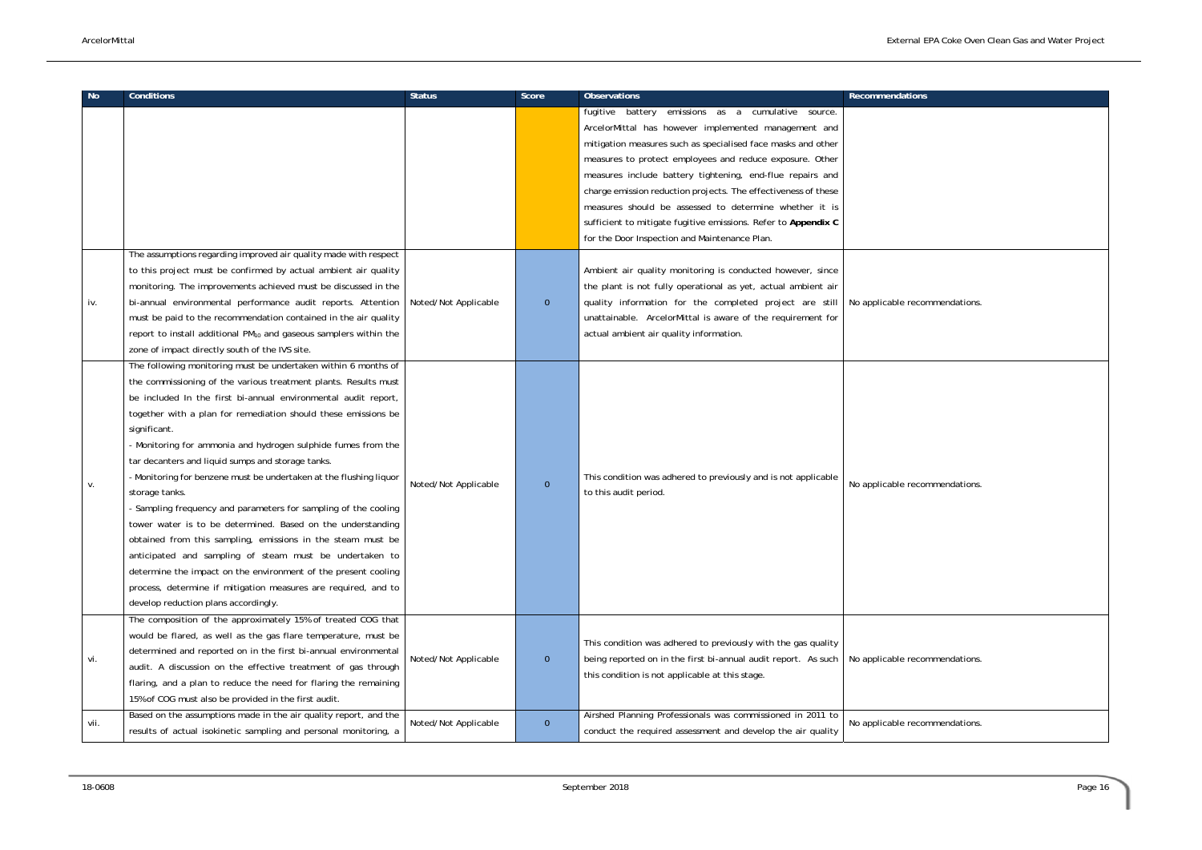| No | Conditions | Status | Score | Observations | Recommendations |
| --- | --- | --- | --- | --- | --- |
| | | | | fugitive battery emissions as a cumulative source. ArcelorMittal has however implemented management and mitigation measures such as specialised face masks and other measures to protect employees and reduce exposure. Other measures include battery tightening, end-flue repairs and charge emission reduction projects. The effectiveness of these measures should be assessed to determine whether it is sufficient to mitigate fugitive emissions. Refer to **Appendix C** for the Door Inspection and Maintenance Plan. | |
| iv. | The assumptions regarding improved air quality made with respect to this project must be confirmed by actual ambient air quality monitoring. The improvements achieved must be discussed in the bi-annual environmental performance audit reports. Attention must be paid to the recommendation contained in the air quality report to install additional $PM_{10}$ and gaseous samplers within the zone of impact directly south of the IVS site. | Noted/Not Applicable | 0 | Ambient air quality monitoring is conducted however, since the plant is not fully operational as yet, actual ambient air quality information for the completed project are still unattainable. ArcelorMittal is aware of the requirement for actual ambient air quality information. | No applicable recommendations. |
| v. | The following monitoring must be undertaken within 6 months of the commissioning of the various treatment plants. Results must be included In the first bi-annual environmental audit report, together with a plan for remediation should these emissions be significant.<br>- Monitoring for ammonia and hydrogen sulphide fumes from the tar decanters and liquid sumps and storage tanks.<br>- Monitoring for benzene must be undertaken at the flushing liquor storage tanks.<br>- Sampling frequency and parameters for sampling of the cooling tower water is to be determined. Based on the understanding obtained from this sampling, emissions in the steam must be anticipated and sampling of steam must be undertaken to determine the impact on the environment of the present cooling process, determine if mitigation measures are required, and to develop reduction plans accordingly. | Noted/Not Applicable | 0 | This condition was adhered to previously and is not applicable to this audit period. | No applicable recommendations. |
| vi. | The composition of the approximately 15% of treated COG that would be flared, as well as the gas flare temperature, must be determined and reported on in the first bi-annual environmental audit. A discussion on the effective treatment of gas through flaring, and a plan to reduce the need for flaring the remaining 15% of COG must also be provided in the first audit. | Noted/Not Applicable | 0 | This condition was adhered to previously with the gas quality being reported on in the first bi-annual audit report. As such this condition is not applicable at this stage. | No applicable recommendations. |
| vii. | Based on the assumptions made in the air quality report, and the results of actual isokinetic sampling and personal monitoring, a | Noted/Not Applicable | 0 | Airshed Planning Professionals was commissioned in 2011 to conduct the required assessment and develop the air quality | No applicable recommendations. |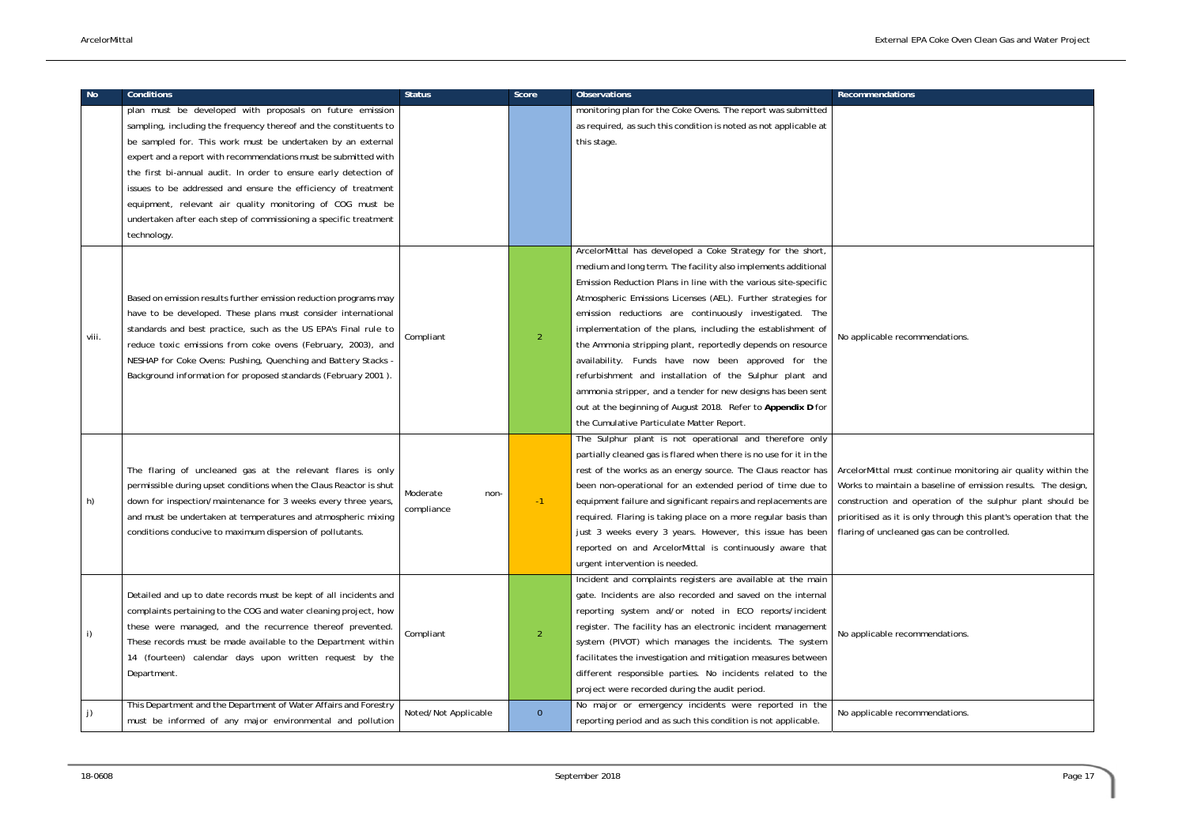| No | Conditions | Status | Score | Observations | Recommendations |
|---|---|---|---|---|---|
| | plan must be developed with proposals on future emission sampling, including the frequency thereof and the constituents to be sampled for. This work must be undertaken by an external expert and a report with recommendations must be submitted with the first bi-annual audit. In order to ensure early detection of issues to be addressed and ensure the efficiency of treatment equipment, relevant air quality monitoring of COG must be undertaken after each step of commissioning a specific treatment technology. | | | monitoring plan for the Coke Ovens. The report was submitted as required, as such this condition is noted as not applicable at this stage. | |
| viii. | Based on emission results further emission reduction programs may have to be developed. These plans must consider international standards and best practice, such as the US EPA's Final rule to reduce toxic emissions from coke ovens (February, 2003), and NESHAP for Coke Ovens: Pushing, Quenching and Battery Stacks - Background information for proposed standards (February 2001 ). | Compliant | 2 | ArcelorMittal has developed a Coke Strategy for the short, medium and long term. The facility also implements additional Emission Reduction Plans in line with the various site-specific Atmospheric Emissions Licenses (AEL). Further strategies for emission reductions are continuously investigated. The implementation of the plans, including the establishment of the Ammonia stripping plant, reportedly depends on resource availability. Funds have now been approved for the refurbishment and installation of the Sulphur plant and ammonia stripper, and a tender for new designs has been sent out at the beginning of August 2018. Refer to **Appendix D** for the Cumulative Particulate Matter Report. | No applicable recommendations. |
| h) | The flaring of uncleaned gas at the relevant flares is only permissible during upset conditions when the Claus Reactor is shut down for inspection/maintenance for 3 weeks every three years, and must be undertaken at temperatures and atmospheric mixing conditions conducive to maximum dispersion of pollutants. | Moderate non-compliance | -1 | The Sulphur plant is not operational and therefore only partially cleaned gas is flared when there is no use for it in the rest of the works as an energy source. The Claus reactor has been non-operational for an extended period of time due to equipment failure and significant repairs and replacements are required. Flaring is taking place on a more regular basis than just 3 weeks every 3 years. However, this issue has been reported on and ArcelorMittal is continuously aware that urgent intervention is needed. | ArcelorMittal must continue monitoring air quality within the Works to maintain a baseline of emission results. The design, construction and operation of the sulphur plant should be prioritised as it is only through this plant's operation that the flaring of uncleaned gas can be controlled. |
| i) | Detailed and up to date records must be kept of all incidents and complaints pertaining to the COG and water cleaning project, how these were managed, and the recurrence thereof prevented. These records must be made available to the Department within 14 (fourteen) calendar days upon written request by the Department. | Compliant | 2 | Incident and complaints registers are available at the main gate. Incidents are also recorded and saved on the internal reporting system and/or noted in ECO reports/incident register. The facility has an electronic incident management system (PIVOT) which manages the incidents. The system facilitates the investigation and mitigation measures between different responsible parties. No incidents related to the project were recorded during the audit period. | No applicable recommendations. |
| j) | This Department and the Department of Water Affairs and Forestry must be informed of any major environmental and pollution | Noted/Not Applicable | 0 | No major or emergency incidents were reported in the reporting period and as such this condition is not applicable. | No applicable recommendations. |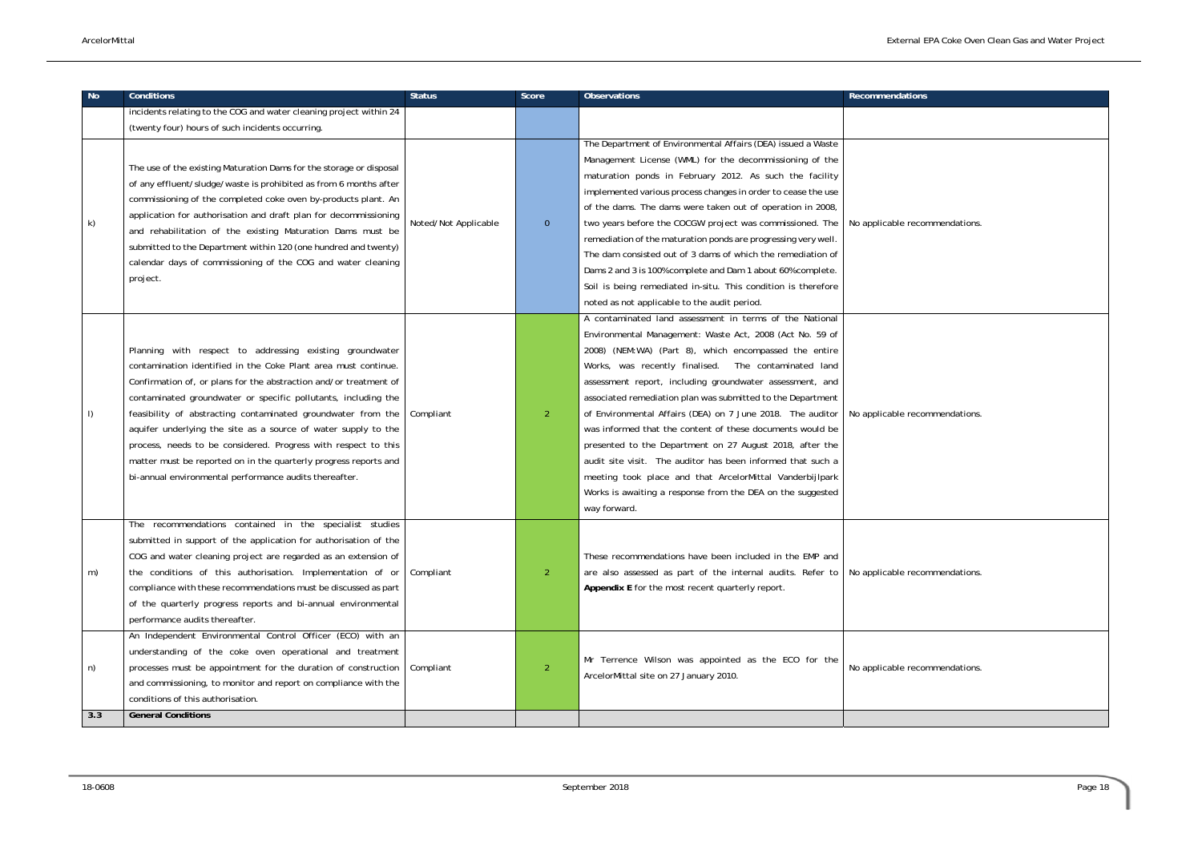| No | Conditions | Status | Score | Observations | Recommendations |
|---|---|---|---|---|---|
| | incidents relating to the COG and water cleaning project within 24 (twenty four) hours of such incidents occurring. | | | | |
| k) | The use of the existing Maturation Dams for the storage or disposal of any effluent/sludge/waste is prohibited as from 6 months after commissioning of the completed coke oven by-products plant. An application for authorisation and draft plan for decommissioning and rehabilitation of the existing Maturation Dams must be submitted to the Department within 120 (one hundred and twenty) calendar days of commissioning of the COG and water cleaning project. | Noted/Not Applicable | 0 | The Department of Environmental Affairs (DEA) issued a Waste Management License (WML) for the decommissioning of the maturation ponds in February 2012. As such the facility implemented various process changes in order to cease the use of the dams. The dams were taken out of operation in 2008, two years before the COCGW project was commissioned. The remediation of the maturation ponds are progressing very well. The dam consisted out of 3 dams of which the remediation of Dams 2 and 3 is 100%complete and Dam 1 about 60%complete. Soil is being remediated in-situ. This condition is therefore noted as not applicable to the audit period. | No applicable recommendations. |
| l) | Planning with respect to addressing existing groundwater contamination identified in the Coke Plant area must continue. Confirmation of, or plans for the abstraction and/or treatment of contaminated groundwater or specific pollutants, including the feasibility of abstracting contaminated groundwater from the aquifer underlying the site as a source of water supply to the process, needs to be considered. Progress with respect to this matter must be reported on in the quarterly progress reports and bi-annual environmental performance audits thereafter. | Compliant | 2 | A contaminated land assessment in terms of the National Environmental Management: Waste Act, 2008 (Act No. 59 of 2008) (NEM:WA) (Part 8), which encompassed the entire Works, was recently finalised. The contaminated land assessment report, including groundwater assessment, and associated remediation plan was submitted to the Department of Environmental Affairs (DEA) on 7 June 2018. The auditor was informed that the content of these documents would be presented to the Department on 27 August 2018, after the audit site visit. The auditor has been informed that such a meeting took place and that ArcelorMittal Vanderbijlpark Works is awaiting a response from the DEA on the suggested way forward. | No applicable recommendations. |
| m) | The recommendations contained in the specialist studies submitted in support of the application for authorisation of the COG and water cleaning project are regarded as an extension of the conditions of this authorisation. Implementation of or compliance with these recommendations must be discussed as part of the quarterly progress reports and bi-annual environmental performance audits thereafter. | Compliant | 2 | These recommendations have been included in the EMP and are also assessed as part of the internal audits. Refer to **Appendix E** for the most recent quarterly report. | No applicable recommendations. |
| n) | An Independent Environmental Control Officer (ECO) with an understanding of the coke oven operational and treatment processes must be appointment for the duration of construction and commissioning, to monitor and report on compliance with the conditions of this authorisation. | Compliant | 2 | Mr Terrence Wilson was appointed as the ECO for the ArcelorMittal site on 27 January 2010. | No applicable recommendations. |
| **3.3** | **General Conditions** | | | | |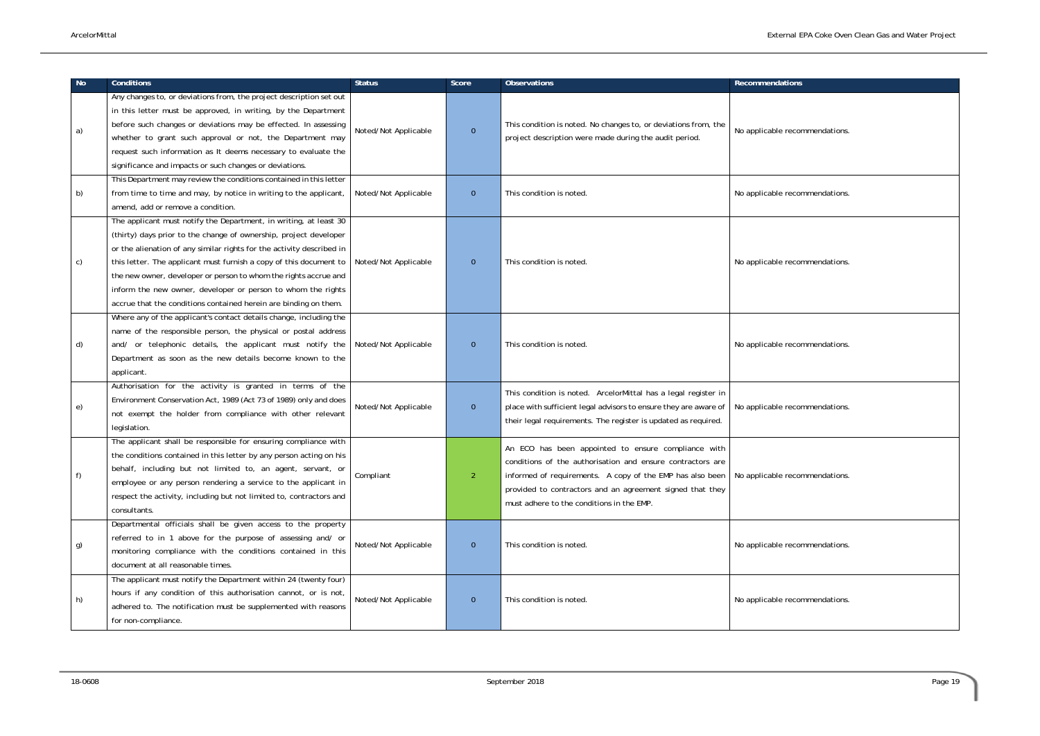| No | Conditions | Status | Score | Observations | Recommendations |
|---|---|---|---|---|---|
| a) | Any changes to, or deviations from, the project description set out in this letter must be approved, in writing, by the Department before such changes or deviations may be effected. In assessing whether to grant such approval or not, the Department may request such information as It deems necessary to evaluate the significance and impacts or such changes or deviations. | Noted/Not Applicable | 0 | This condition is noted. No changes to, or deviations from, the project description were made during the audit period. | No applicable recommendations. |
| b) | This Department may review the conditions contained in this letter from time to time and may, by notice in writing to the applicant, amend, add or remove a condition. | Noted/Not Applicable | 0 | This condition is noted. | No applicable recommendations. |
| c) | The applicant must notify the Department, in writing, at least 30 (thirty) days prior to the change of ownership, project developer or the alienation of any similar rights for the activity described in this letter. The applicant must furnish a copy of this document to the new owner, developer or person to whom the rights accrue and inform the new owner, developer or person to whom the rights accrue that the conditions contained herein are binding on them. | Noted/Not Applicable | 0 | This condition is noted. | No applicable recommendations. |
| d) | Where any of the applicant's contact details change, including the name of the responsible person, the physical or postal address and/ or telephonic details, the applicant must notify the Department as soon as the new details become known to the applicant. | Noted/Not Applicable | 0 | This condition is noted. | No applicable recommendations. |
| e) | Authorisation for the activity is granted in terms of the Environment Conservation Act, 1989 (Act 73 of 1989) only and does not exempt the holder from compliance with other relevant legislation. | Noted/Not Applicable | 0 | This condition is noted. ArcelorMittal has a legal register in place with sufficient legal advisors to ensure they are aware of their legal requirements. The register is updated as required. | No applicable recommendations. |
| f) | The applicant shall be responsible for ensuring compliance with the conditions contained in this letter by any person acting on his behalf, including but not limited to, an agent, servant, or employee or any person rendering a service to the applicant in respect the activity, including but not limited to, contractors and consultants. | Compliant | 2 | An ECO has been appointed to ensure compliance with conditions of the authorisation and ensure contractors are informed of requirements. A copy of the EMP has also been provided to contractors and an agreement signed that they must adhere to the conditions in the EMP. | No applicable recommendations. |
| g) | Departmental officials shall be given access to the property referred to in 1 above for the purpose of assessing and/ or monitoring compliance with the conditions contained in this document at all reasonable times. | Noted/Not Applicable | 0 | This condition is noted. | No applicable recommendations. |
| h) | The applicant must notify the Department within 24 (twenty four) hours if any condition of this authorisation cannot, or is not, adhered to. The notification must be supplemented with reasons for non-compliance. | Noted/Not Applicable | 0 | This condition is noted. | No applicable recommendations. |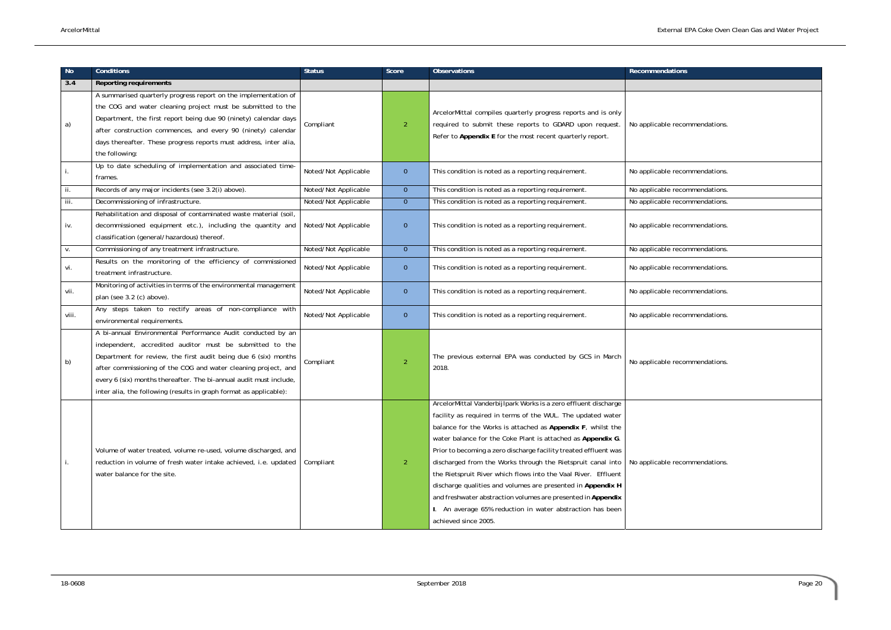| No | Conditions | Status | Score | Observations | Recommendations |
|---|---|---|---|---|---|
| **3.4** | **Reporting requirements** | | | | |
| a) | A summarised quarterly progress report on the implementation of the COG and water cleaning project must be submitted to the Department, the first report being due 90 (ninety) calendar days after construction commences, and every 90 (ninety) calendar days thereafter. These progress reports must address, inter alia, the following: | Compliant | 2 | ArcelorMittal compiles quarterly progress reports and is only required to submit these reports to GDARD upon request. Refer to **Appendix E** for the most recent quarterly report. | No applicable recommendations. |
| i. | Up to date scheduling of implementation and associated time-frames. | Noted/Not Applicable | 0 | This condition is noted as a reporting requirement. | No applicable recommendations. |
| ii. | Records of any major incidents (see 3.2(i) above). | Noted/Not Applicable | 0 | This condition is noted as a reporting requirement. | No applicable recommendations. |
| iii. | Decommissioning of infrastructure. | Noted/Not Applicable | 0 | This condition is noted as a reporting requirement. | No applicable recommendations. |
| iv. | Rehabilitation and disposal of contaminated waste material (soil, decommissioned equipment etc.), including the quantity and classification (general/hazardous) thereof. | Noted/Not Applicable | 0 | This condition is noted as a reporting requirement. | No applicable recommendations. |
| v. | Commissioning of any treatment infrastructure. | Noted/Not Applicable | 0 | This condition is noted as a reporting requirement. | No applicable recommendations. |
| vi. | Results on the monitoring of the efficiency of commissioned treatment infrastructure. | Noted/Not Applicable | 0 | This condition is noted as a reporting requirement. | No applicable recommendations. |
| vii. | Monitoring of activities in terms of the environmental management plan (see 3.2 (c) above). | Noted/Not Applicable | 0 | This condition is noted as a reporting requirement. | No applicable recommendations. |
| viii. | Any steps taken to rectify areas of non-compliance with environmental requirements. | Noted/Not Applicable | 0 | This condition is noted as a reporting requirement. | No applicable recommendations. |
| b) | A bi-annual Environmental Performance Audit conducted by an independent, accredited auditor must be submitted to the Department for review, the first audit being due 6 (six) months after commissioning of the COG and water cleaning project, and every 6 (six) months thereafter. The bi-annual audit must include, inter alia, the following (results in graph format as applicable): | Compliant | 2 | The previous external EPA was conducted by GCS in March 2018. | No applicable recommendations. |
| i. | Volume of water treated, volume re-used, volume discharged, and reduction in volume of fresh water intake achieved, i.e. updated water balance for the site. | Compliant | 2 | ArcelorMittal Vanderbijlpark Works is a zero effluent discharge facility as required in terms of the WUL. The updated water balance for the Works is attached as **Appendix F**, whilst the water balance for the Coke Plant is attached as **Appendix G**. Prior to becoming a zero discharge facility treated effluent was discharged from the Works through the Rietspruit canal into the Rietspruit River which flows into the Vaal River. Effluent discharge qualities and volumes are presented in **Appendix H** and freshwater abstraction volumes are presented in **Appendix I**. An average 65% reduction in water abstraction has been achieved since 2005. | No applicable recommendations. |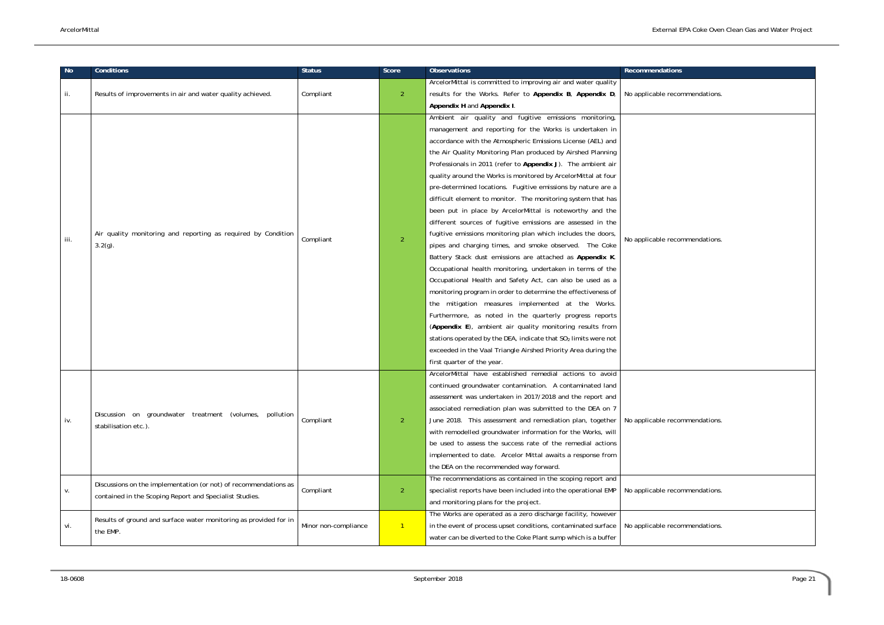| No | Conditions | Status | Score | Observations | Recommendations |
|---|---|---|---|---|---|
| ii. | Results of improvements in air and water quality achieved. | Compliant | 2 | ArcelorMittal is committed to improving air and water quality results for the Works. Refer to **Appendix B**, **Appendix D**, **Appendix H** and **Appendix I**. | No applicable recommendations. |
| iii. | Air quality monitoring and reporting as required by Condition 3.2(g). | Compliant | 2 | Ambient air quality and fugitive emissions monitoring, management and reporting for the Works is undertaken in accordance with the Atmospheric Emissions License (AEL) and the Air Quality Monitoring Plan produced by Airshed Planning Professionals in 2011 (refer to **Appendix J**). The ambient air quality around the Works is monitored by ArcelorMittal at four pre-determined locations. Fugitive emissions by nature are a difficult element to monitor. The monitoring system that has been put in place by ArcelorMittal is noteworthy and the different sources of fugitive emissions are assessed in the fugitive emissions monitoring plan which includes the doors, pipes and charging times, and smoke observed. The Coke Battery Stack dust emissions are attached as **Appendix K**. Occupational health monitoring, undertaken in terms of the Occupational Health and Safety Act, can also be used as a monitoring program in order to determine the effectiveness of the mitigation measures implemented at the Works. Furthermore, as noted in the quarterly progress reports (**Appendix E**), ambient air quality monitoring results from stations operated by the DEA, indicate that $SO_2$ limits were not exceeded in the Vaal Triangle Airshed Priority Area during the first quarter of the year. | No applicable recommendations. |
| iv. | Discussion on groundwater treatment (volumes, pollution stabilisation etc.). | Compliant | 2 | ArcelorMittal have established remedial actions to avoid continued groundwater contamination. A contaminated land assessment was undertaken in 2017/2018 and the report and associated remediation plan was submitted to the DEA on 7 June 2018. This assessment and remediation plan, together with remodelled groundwater information for the Works, will be used to assess the success rate of the remedial actions implemented to date. Arcelor Mittal awaits a response from the DEA on the recommended way forward. | No applicable recommendations. |
| v. | Discussions on the implementation (or not) of recommendations as contained in the Scoping Report and Specialist Studies. | Compliant | 2 | The recommendations as contained in the scoping report and specialist reports have been included into the operational EMP and monitoring plans for the project. | No applicable recommendations. |
| vi. | Results of ground and surface water monitoring as provided for in the EMP. | Minor non-compliance | 1 | The Works are operated as a zero discharge facility, however in the event of process upset conditions, contaminated surface water can be diverted to the Coke Plant sump which is a buffer | No applicable recommendations. |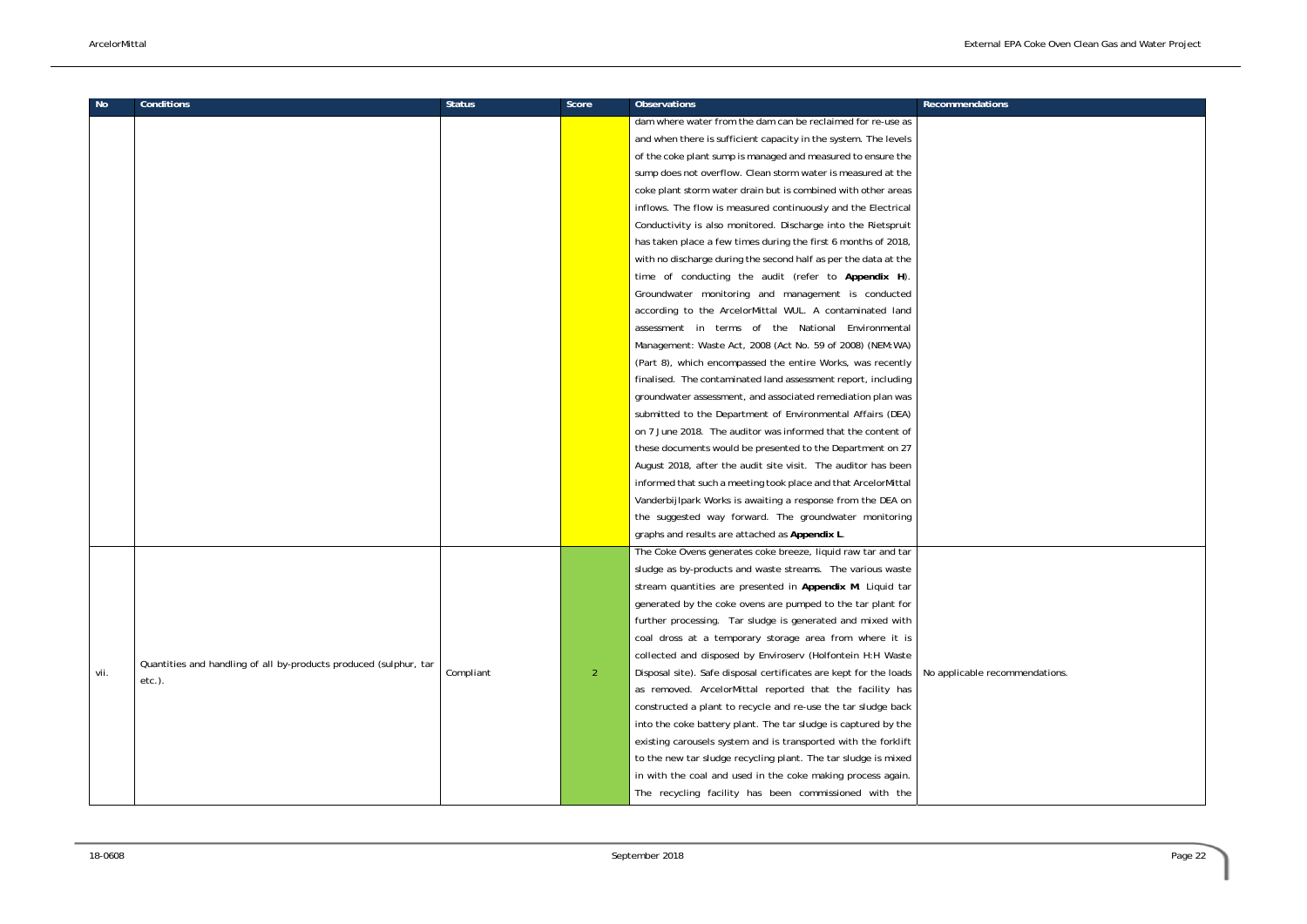| No | Conditions | Status | Score | Observations | Recommendations |
|---|---|---|---|---|---|
| | | | | dam where water from the dam can be reclaimed for re-use as and when there is sufficient capacity in the system. The levels of the coke plant sump is managed and measured to ensure the sump does not overflow. Clean storm water is measured at the coke plant storm water drain but is combined with other areas inflows. The flow is measured continuously and the Electrical Conductivity is also monitored. Discharge into the Rietspruit has taken place a few times during the first 6 months of 2018, with no discharge during the second half as per the data at the time of conducting the audit (refer to **Appendix H**). Groundwater monitoring and management is conducted according to the ArcelorMittal WUL. A contaminated land assessment in terms of the National Environmental Management: Waste Act, 2008 (Act No. 59 of 2008) (NEM:WA) (Part 8), which encompassed the entire Works, was recently finalised. The contaminated land assessment report, including groundwater assessment, and associated remediation plan was submitted to the Department of Environmental Affairs (DEA) on 7 June 2018. The auditor was informed that the content of these documents would be presented to the Department on 27 August 2018, after the audit site visit. The auditor has been informed that such a meeting took place and that ArcelorMittal Vanderbijlpark Works is awaiting a response from the DEA on the suggested way forward. The groundwater monitoring graphs and results are attached as **Appendix L**. | |
| vii. | Quantities and handling of all by-products produced (sulphur, tar etc.). | Compliant | 2 | The Coke Ovens generates coke breeze, liquid raw tar and tar sludge as by-products and waste streams. The various waste stream quantities are presented in **Appendix M**. Liquid tar generated by the coke ovens are pumped to the tar plant for further processing. Tar sludge is generated and mixed with coal dross at a temporary storage area from where it is collected and disposed by Enviroserv (Holfontein H:H Waste Disposal site). Safe disposal certificates are kept for the loads as removed. ArcelorMittal reported that the facility has constructed a plant to recycle and re-use the tar sludge back into the coke battery plant. The tar sludge is captured by the existing carousels system and is transported with the forklift to the new tar sludge recycling plant. The tar sludge is mixed in with the coal and used in the coke making process again. The recycling facility has been commissioned with the | No applicable recommendations. |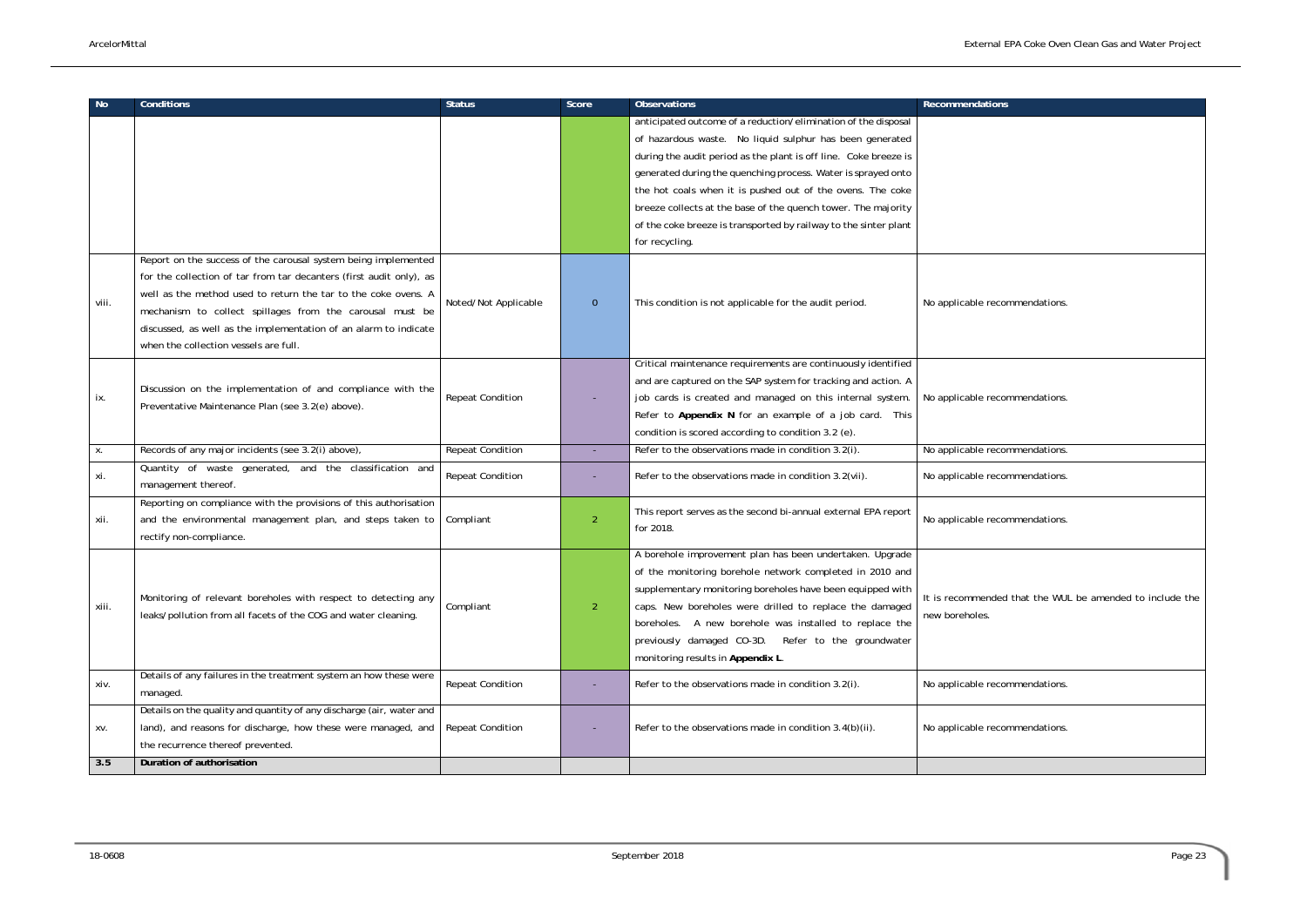| No | Conditions | Status | Score | Observations | Recommendations |
|---|---|---|---|---|---|
| | | | | anticipated outcome of a reduction/elimination of the disposal of hazardous waste. No liquid sulphur has been generated during the audit period as the plant is off line. Coke breeze is generated during the quenching process. Water is sprayed onto the hot coals when it is pushed out of the ovens. The coke breeze collects at the base of the quench tower. The majority of the coke breeze is transported by railway to the sinter plant for recycling. | |
| viii. | Report on the success of the carousal system being implemented for the collection of tar from tar decanters (first audit only), as well as the method used to return the tar to the coke ovens. A mechanism to collect spillages from the carousal must be discussed, as well as the implementation of an alarm to indicate when the collection vessels are full. | Noted/Not Applicable | 0 | This condition is not applicable for the audit period. | No applicable recommendations. |
| ix. | Discussion on the implementation of and compliance with the Preventative Maintenance Plan (see 3.2(e) above). | Repeat Condition | - | Critical maintenance requirements are continuously identified and are captured on the SAP system for tracking and action. A job cards is created and managed on this internal system. Refer to **Appendix N** for an example of a job card. This condition is scored according to condition 3.2 (e). | No applicable recommendations. |
| x. | Records of any major incidents (see 3.2(i) above), | Repeat Condition | - | Refer to the observations made in condition 3.2(i). | No applicable recommendations. |
| xi. | Quantity of waste generated, and the classification and management thereof. | Repeat Condition | - | Refer to the observations made in condition 3.2(vii). | No applicable recommendations. |
| xii. | Reporting on compliance with the provisions of this authorisation and the environmental management plan, and steps taken to rectify non-compliance. | Compliant | 2 | This report serves as the second bi-annual external EPA report for 2018. | No applicable recommendations. |
| xiii. | Monitoring of relevant boreholes with respect to detecting any leaks/pollution from all facets of the COG and water cleaning. | Compliant | 2 | A borehole improvement plan has been undertaken. Upgrade of the monitoring borehole network completed in 2010 and supplementary monitoring boreholes have been equipped with caps. New boreholes were drilled to replace the damaged boreholes. A new borehole was installed to replace the previously damaged CO-3D. Refer to the groundwater monitoring results in **Appendix L**. | It is recommended that the WUL be amended to include the new boreholes. |
| xiv. | Details of any failures in the treatment system an how these were managed. | Repeat Condition | - | Refer to the observations made in condition 3.2(i). | No applicable recommendations. |
| xv. | Details on the quality and quantity of any discharge (air, water and land), and reasons for discharge, how these were managed, and the recurrence thereof prevented. | Repeat Condition | - | Refer to the observations made in condition 3.4(b)(ii). | No applicable recommendations. |
| **3.5** | **Duration of authorisation** | | | | |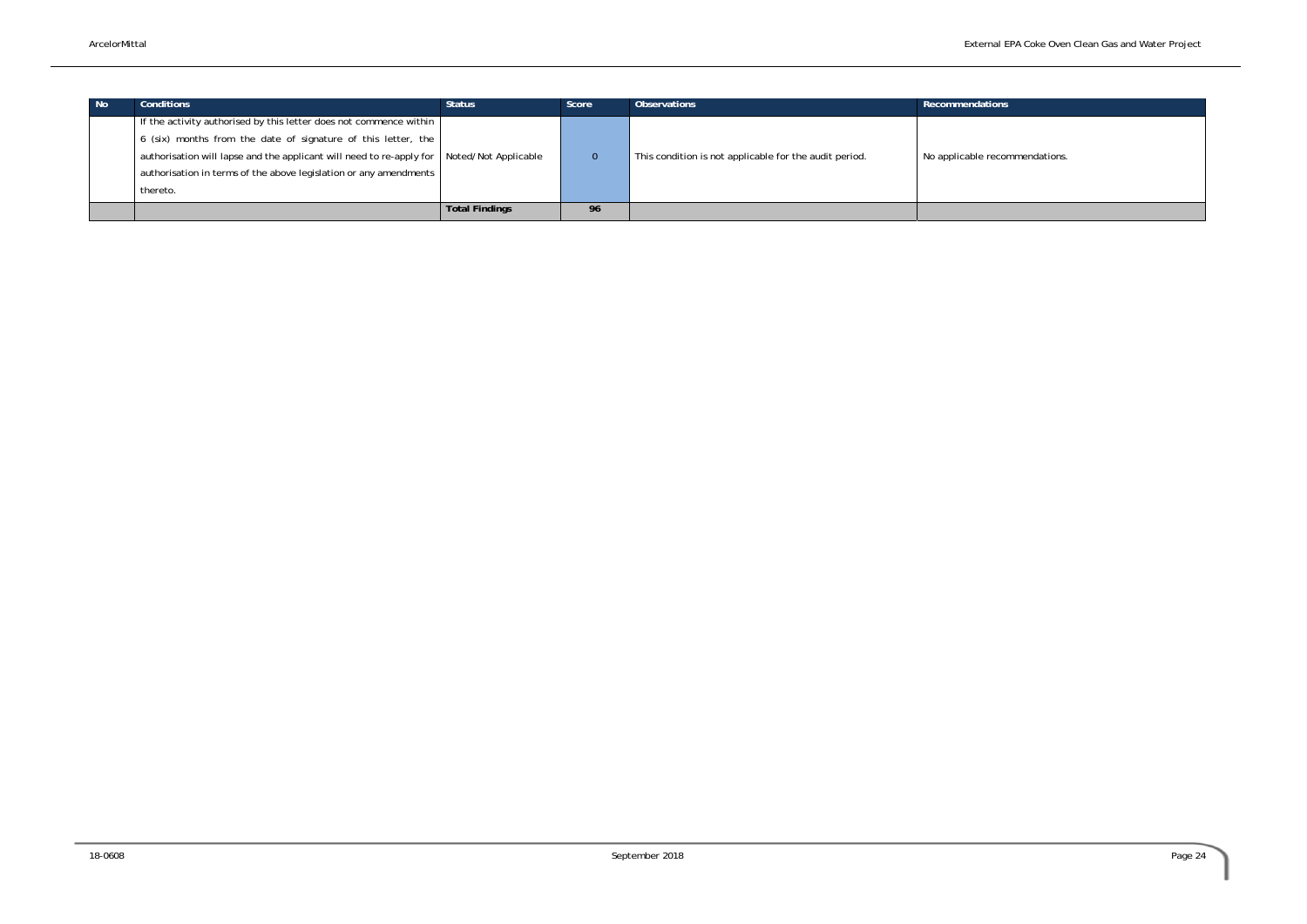| No | Conditions | Status | Score | Observations | Recommendations |
|---|---|---|---|---|---|
| | If the activity authorised by this letter does not commence within 6 (six) months from the date of signature of this letter, the authorisation will lapse and the applicant will need to re-apply for authorisation in terms of the above legislation or any amendments thereto. | Noted/Not Applicable | 0 | This condition is not applicable for the audit period. | No applicable recommendations. |
| | | **Total Findings** | **96** | | |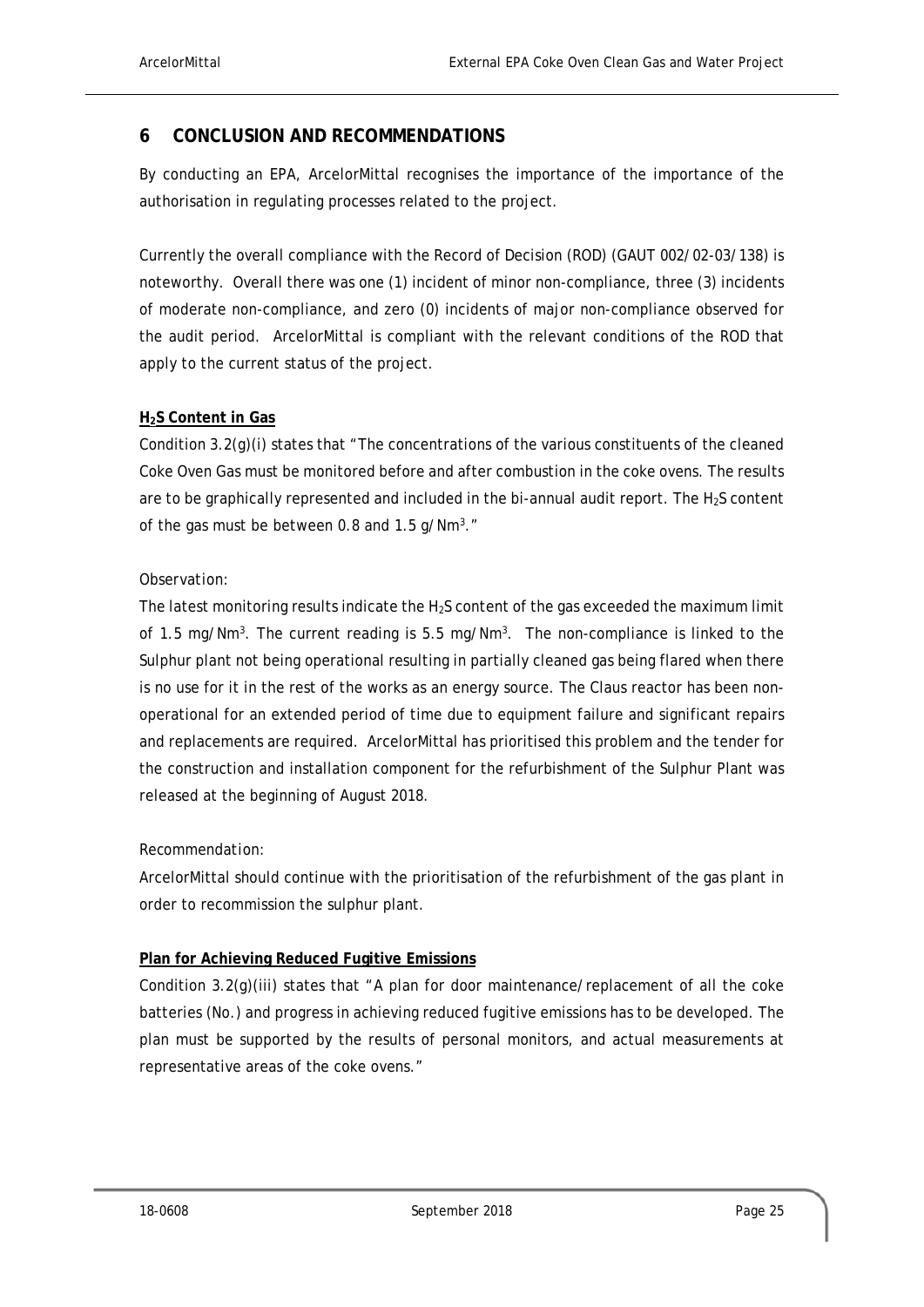# 6 CONCLUSION AND RECOMMENDATIONS

By conducting an EPA, ArcelorMittal recognises the importance of the importance of the authorisation in regulating processes related to the project.

Currently the overall compliance with the Record of Decision (ROD) (GAUT 002/02-03/138) is noteworthy. Overall there was one (1) incident of minor non-compliance, three (3) incidents of moderate non-compliance, and zero (0) incidents of major non-compliance observed for the audit period. ArcelorMittal is compliant with the relevant conditions of the ROD that apply to the current status of the project.

**$H_2S$ Content in Gas**

Condition 3.2(g)(i) states that "*The concentrations of the various constituents of the cleaned Coke Oven Gas must be monitored before and after combustion in the coke ovens. The results are to be graphically represented and included in the bi-annual audit report. The $H_2S$ content of the gas must be between 0.8 and 1.5 g/Nm$^3$.*"

*Observation:*

The latest monitoring results indicate the $H_2S$ content of the gas exceeded the maximum limit of 1.5 mg/Nm$^3$. The current reading is 5.5 mg/Nm$^3$. The non-compliance is linked to the Sulphur plant not being operational resulting in partially cleaned gas being flared when there is no use for it in the rest of the works as an energy source. The Claus reactor has been non-operational for an extended period of time due to equipment failure and significant repairs and replacements are required. ArcelorMittal has prioritised this problem and the tender for the construction and installation component for the refurbishment of the Sulphur Plant was released at the beginning of August 2018.

*Recommendation:*

ArcelorMittal should continue with the prioritisation of the refurbishment of the gas plant in order to recommission the sulphur plant.

**Plan for Achieving Reduced Fugitive Emissions**

Condition 3.2(g)(iii) states that "*A plan for door maintenance/replacement of all the coke batteries (No.) and progress in achieving reduced fugitive emissions has to be developed. The plan must be supported by the results of personal monitors, and actual measurements at representative areas of the coke ovens.*"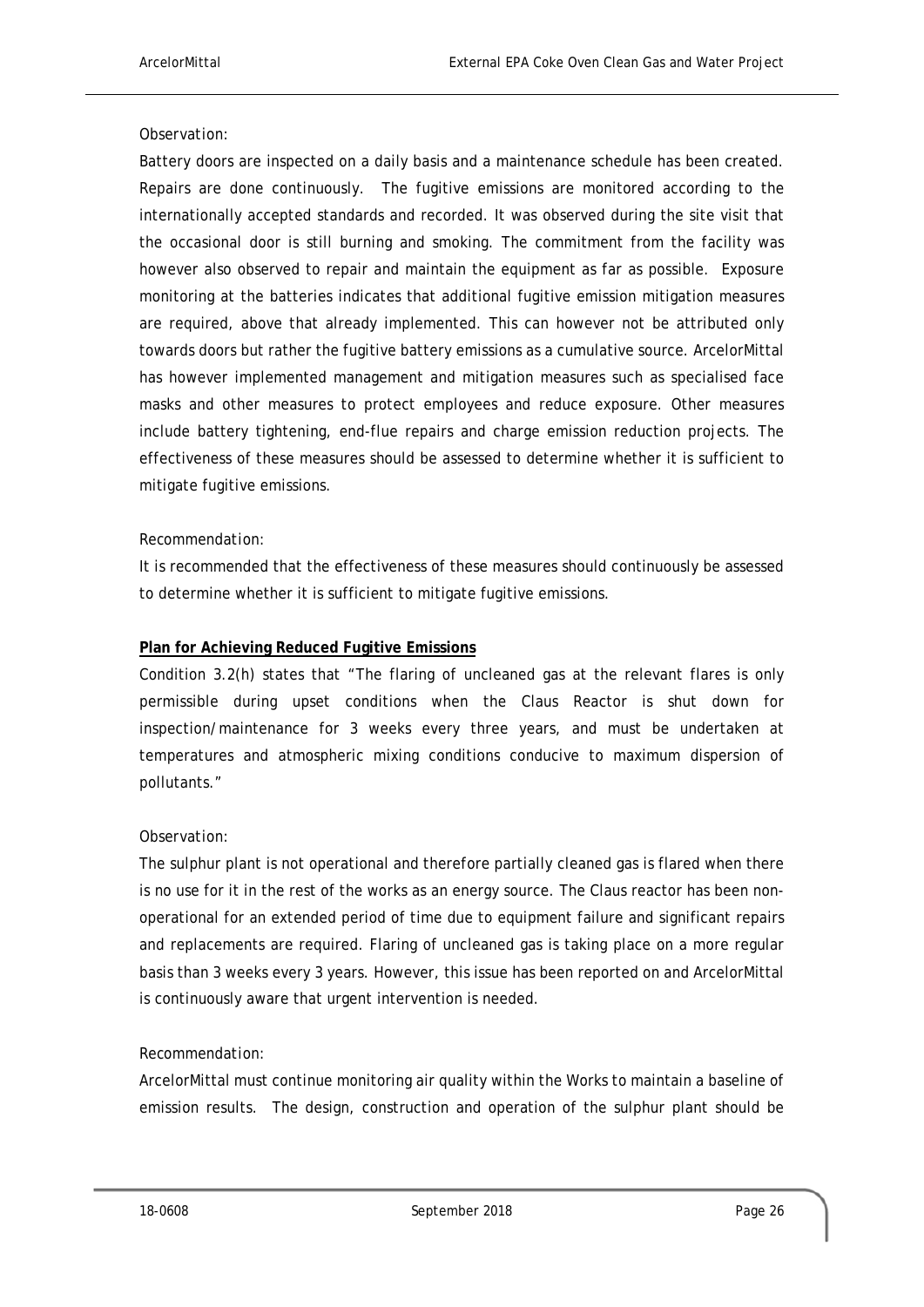*Observation:*

Battery doors are inspected on a daily basis and a maintenance schedule has been created. Repairs are done continuously. The fugitive emissions are monitored according to the internationally accepted standards and recorded. It was observed during the site visit that the occasional door is still burning and smoking. The commitment from the facility was however also observed to repair and maintain the equipment as far as possible. Exposure monitoring at the batteries indicates that additional fugitive emission mitigation measures are required, above that already implemented. This can however not be attributed only towards doors but rather the fugitive battery emissions as a cumulative source. ArcelorMittal has however implemented management and mitigation measures such as specialised face masks and other measures to protect employees and reduce exposure. Other measures include battery tightening, end-flue repairs and charge emission reduction projects. The effectiveness of these measures should be assessed to determine whether it is sufficient to mitigate fugitive emissions.

*Recommendation:*

It is recommended that the effectiveness of these measures should continuously be assessed to determine whether it is sufficient to mitigate fugitive emissions.

**Plan for Achieving Reduced Fugitive Emissions**

Condition 3.2(h) states that "The flaring of uncleaned gas at the relevant flares is only permissible during upset conditions when the Claus Reactor is shut down for inspection/maintenance for 3 weeks every three years, and must be undertaken at temperatures and atmospheric mixing conditions conducive to maximum dispersion of pollutants."

*Observation:*

The sulphur plant is not operational and therefore partially cleaned gas is flared when there is no use for it in the rest of the works as an energy source. The Claus reactor has been non-operational for an extended period of time due to equipment failure and significant repairs and replacements are required. Flaring of uncleaned gas is taking place on a more regular basis than 3 weeks every 3 years. However, this issue has been reported on and ArcelorMittal is continuously aware that urgent intervention is needed.

*Recommendation:*

ArcelorMittal must continue monitoring air quality within the Works to maintain a baseline of emission results. The design, construction and operation of the sulphur plant should be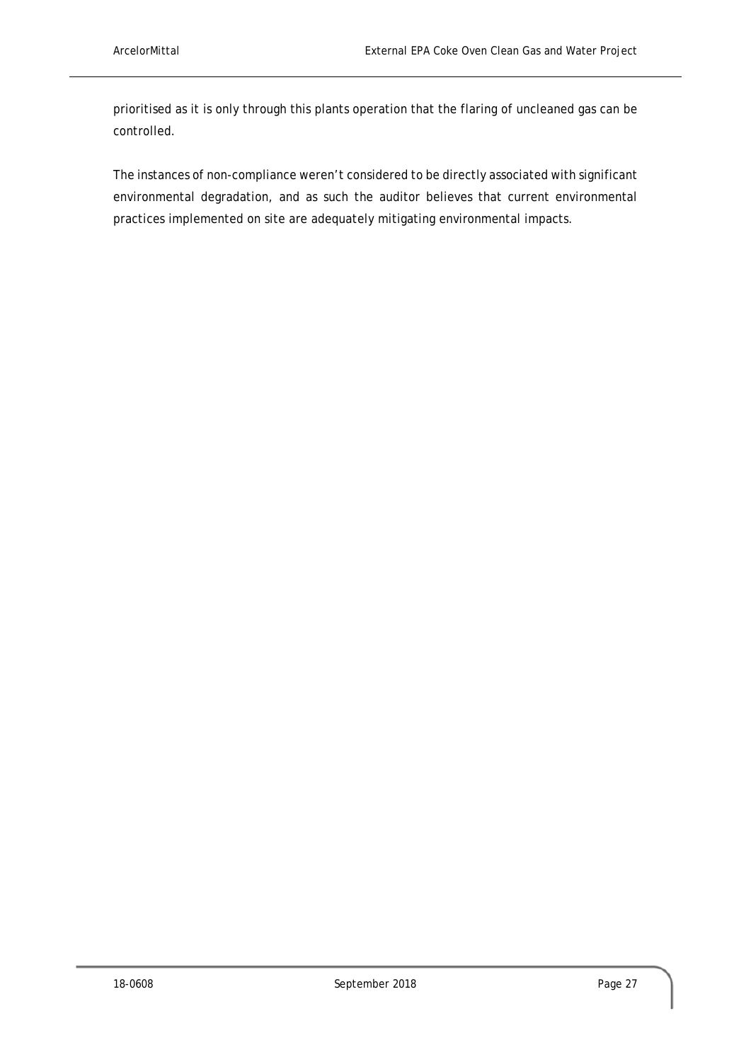prioritised as it is only through this plants operation that the flaring of uncleaned gas can be controlled.

The instances of non-compliance weren't considered to be directly associated with significant environmental degradation, and as such the auditor believes that current environmental practices implemented on site are adequately mitigating environmental impacts.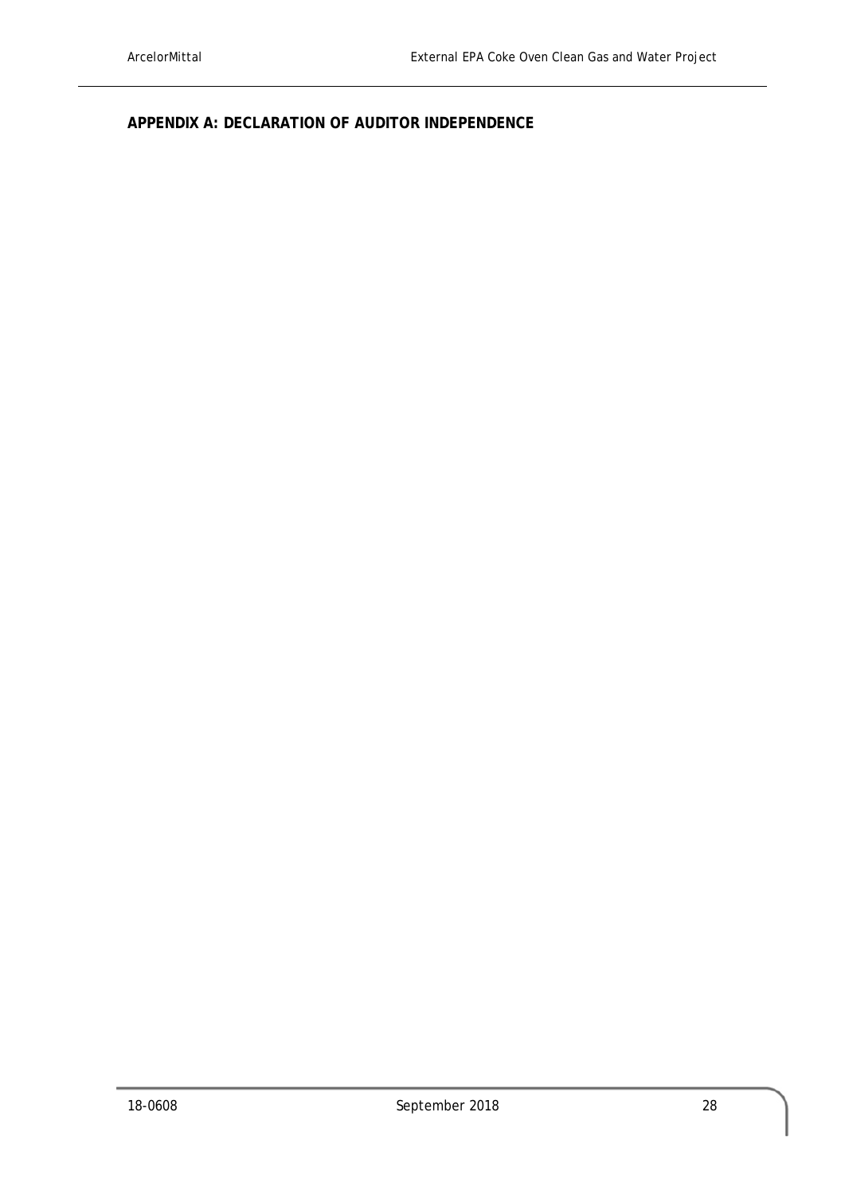## APPENDIX A: DECLARATION OF AUDITOR INDEPENDENCE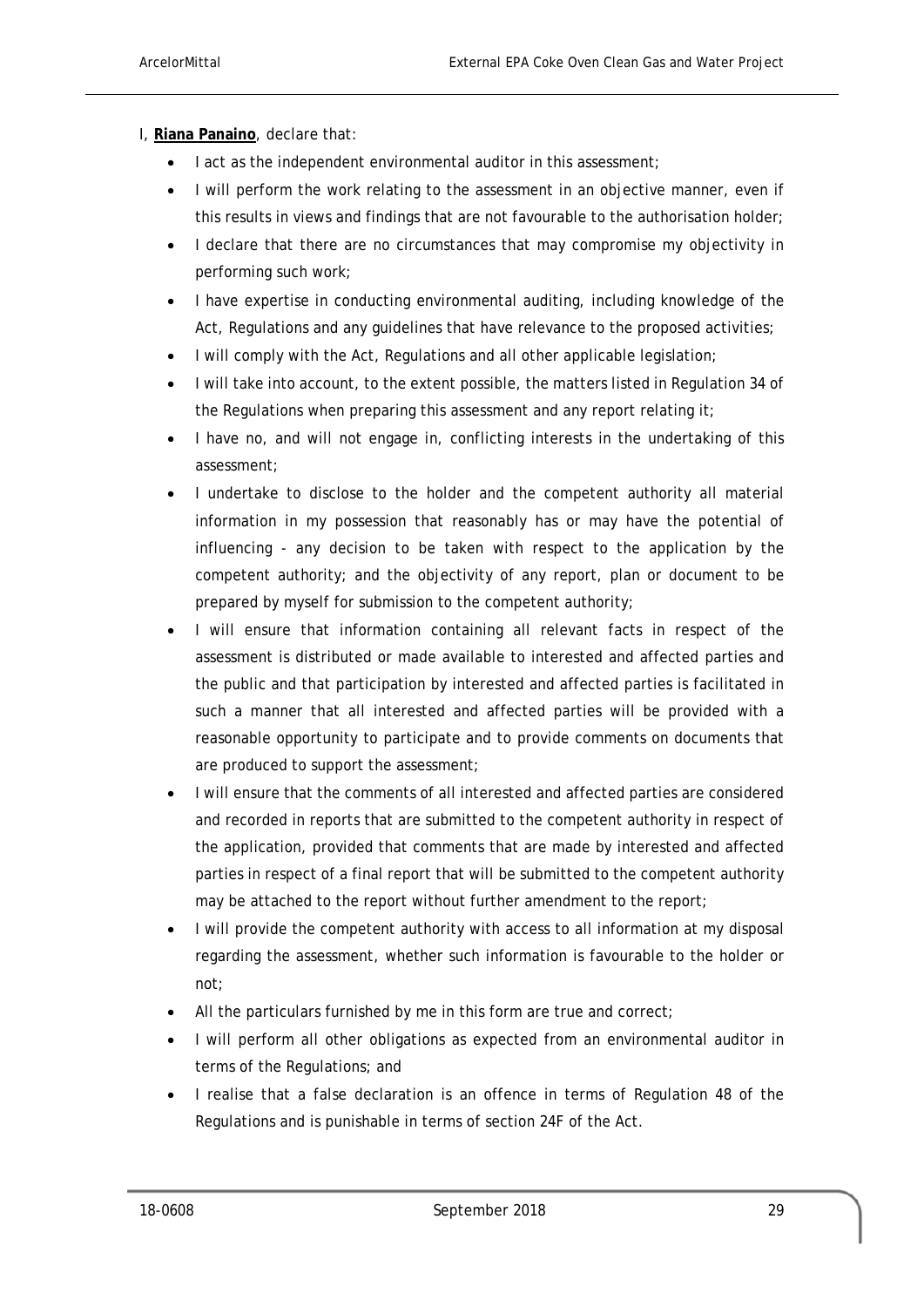I, **Riana Panaino**, declare that:

- I act as the independent environmental auditor in this assessment;
- I will perform the work relating to the assessment in an objective manner, even if this results in views and findings that are not favourable to the authorisation holder;
- I declare that there are no circumstances that may compromise my objectivity in performing such work;
- I have expertise in conducting environmental auditing, including knowledge of the Act, Regulations and any guidelines that have relevance to the proposed activities;
- I will comply with the Act, Regulations and all other applicable legislation;
- I will take into account, to the extent possible, the matters listed in Regulation 34 of the Regulations when preparing this assessment and any report relating it;
- I have no, and will not engage in, conflicting interests in the undertaking of this assessment;
- I undertake to disclose to the holder and the competent authority all material information in my possession that reasonably has or may have the potential of influencing - any decision to be taken with respect to the application by the competent authority; and the objectivity of any report, plan or document to be prepared by myself for submission to the competent authority;
- I will ensure that information containing all relevant facts in respect of the assessment is distributed or made available to interested and affected parties and the public and that participation by interested and affected parties is facilitated in such a manner that all interested and affected parties will be provided with a reasonable opportunity to participate and to provide comments on documents that are produced to support the assessment;
- I will ensure that the comments of all interested and affected parties are considered and recorded in reports that are submitted to the competent authority in respect of the application, provided that comments that are made by interested and affected parties in respect of a final report that will be submitted to the competent authority may be attached to the report without further amendment to the report;
- I will provide the competent authority with access to all information at my disposal regarding the assessment, whether such information is favourable to the holder or not;
- All the particulars furnished by me in this form are true and correct;
- I will perform all other obligations as expected from an environmental auditor in terms of the Regulations; and
- I realise that a false declaration is an offence in terms of Regulation 48 of the Regulations and is punishable in terms of section 24F of the Act.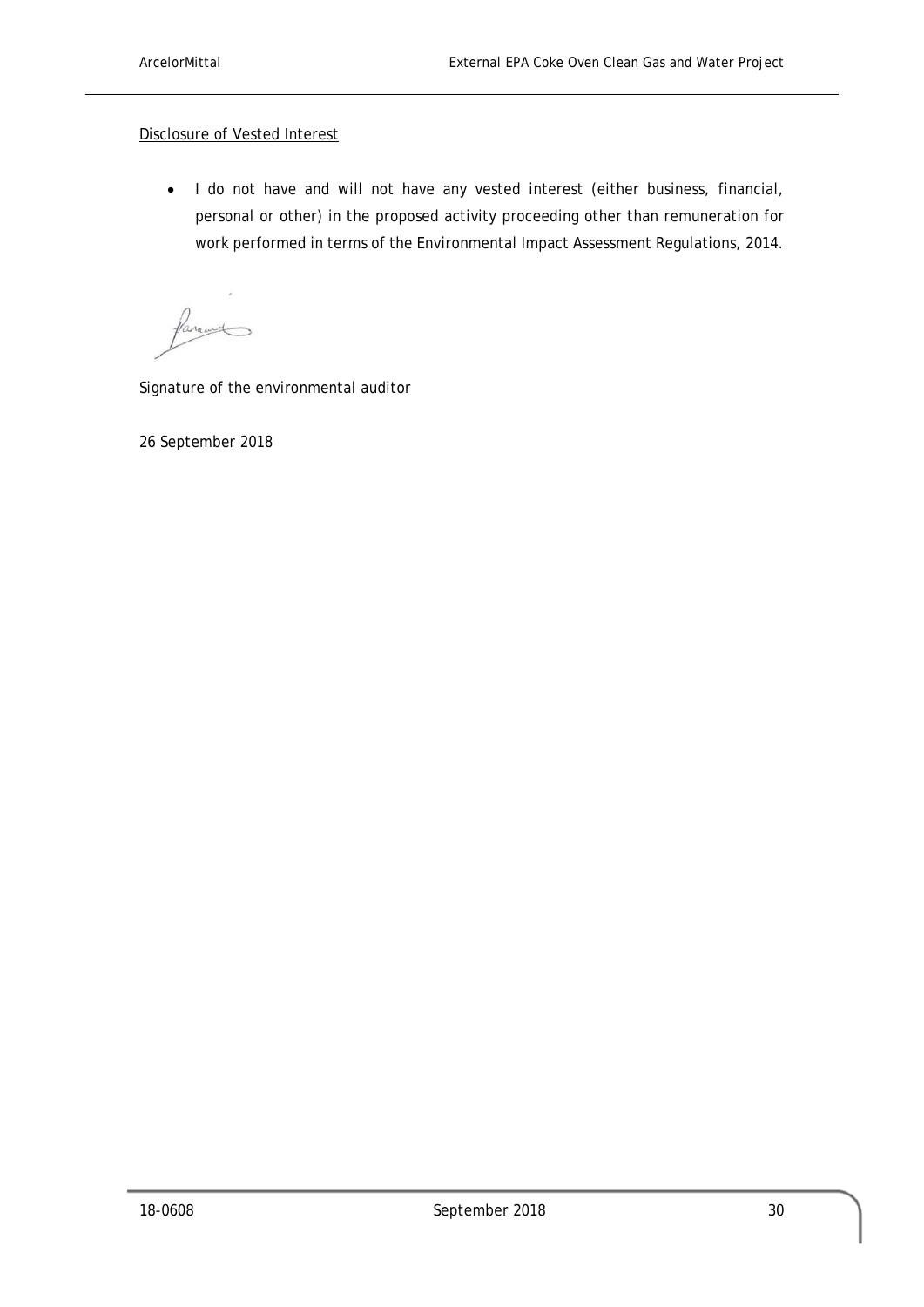Disclosure of Vested Interest

- I do not have and will not have any vested interest (either business, financial, personal or other) in the proposed activity proceeding other than remuneration for work performed in terms of the Environmental Impact Assessment Regulations, 2014.

Signature of the environmental auditor

26 September 2018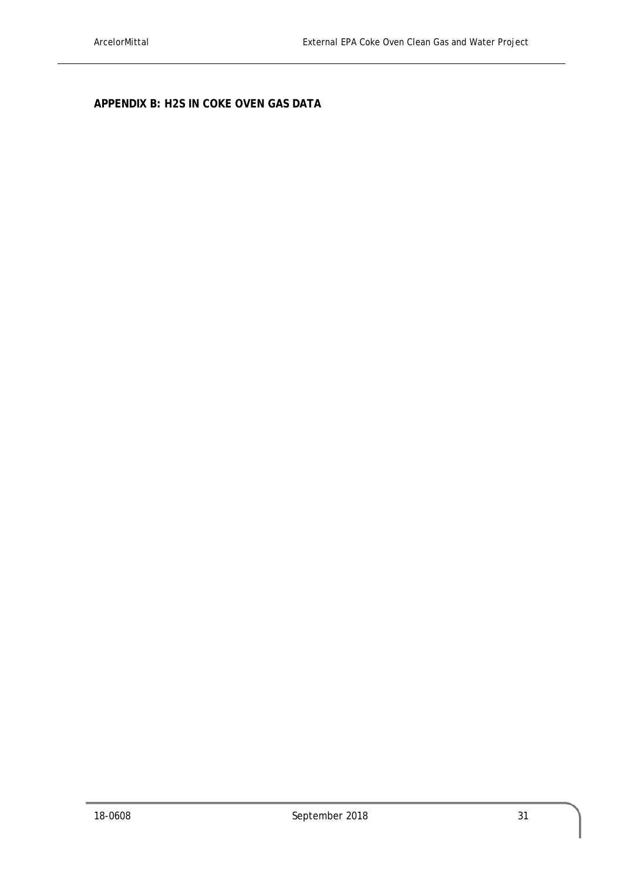## APPENDIX B: $H_2S$ IN COKE OVEN GAS DATA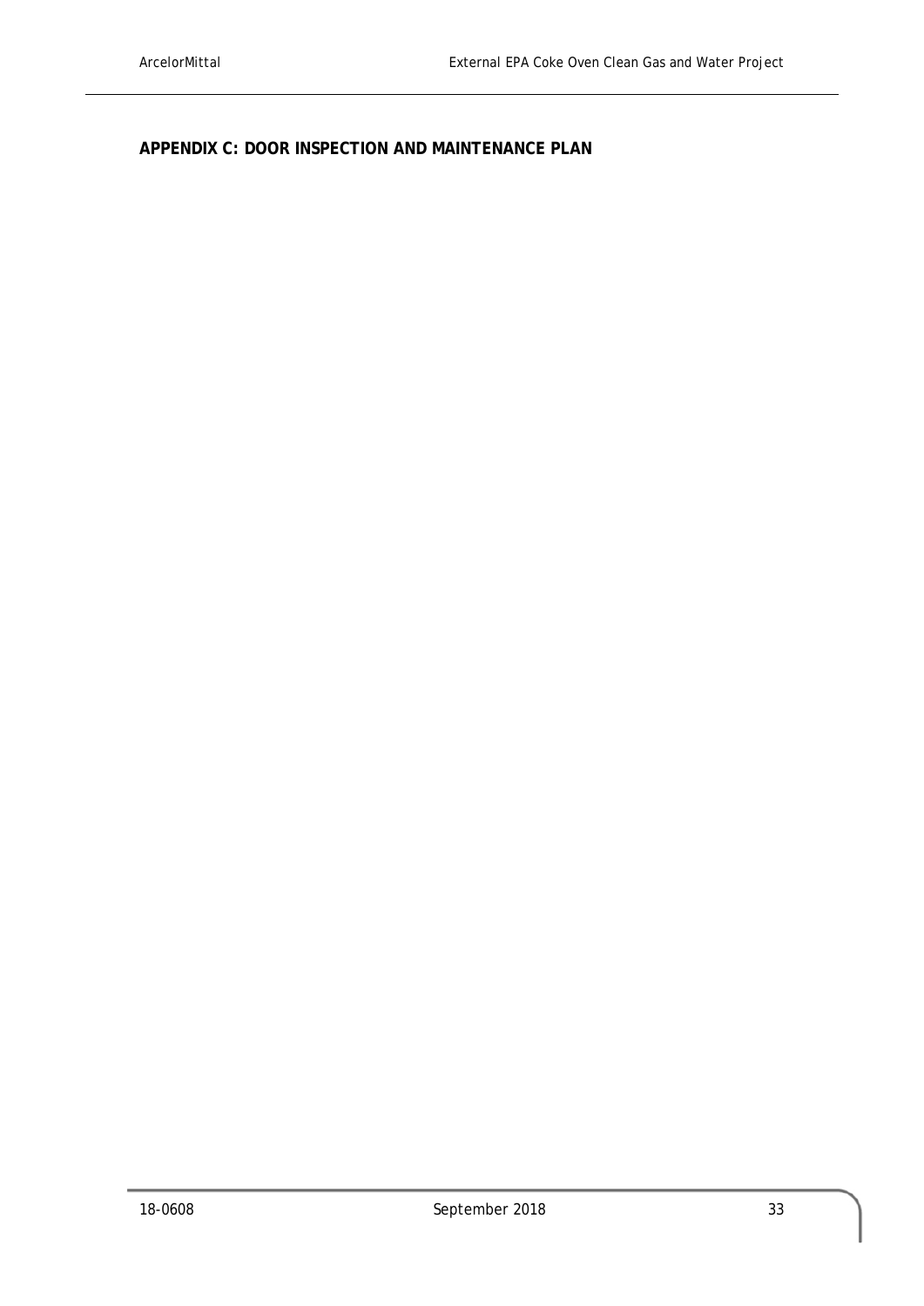## APPENDIX C: DOOR INSPECTION AND MAINTENANCE PLAN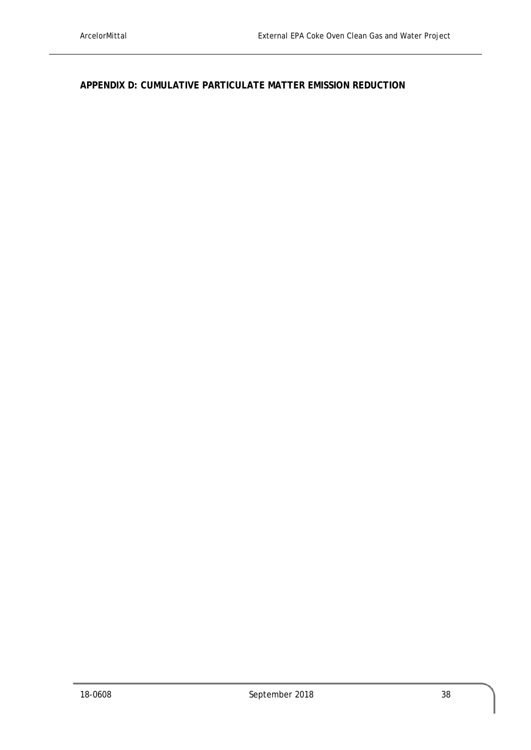## APPENDIX D: CUMULATIVE PARTICULATE MATTER EMISSION REDUCTION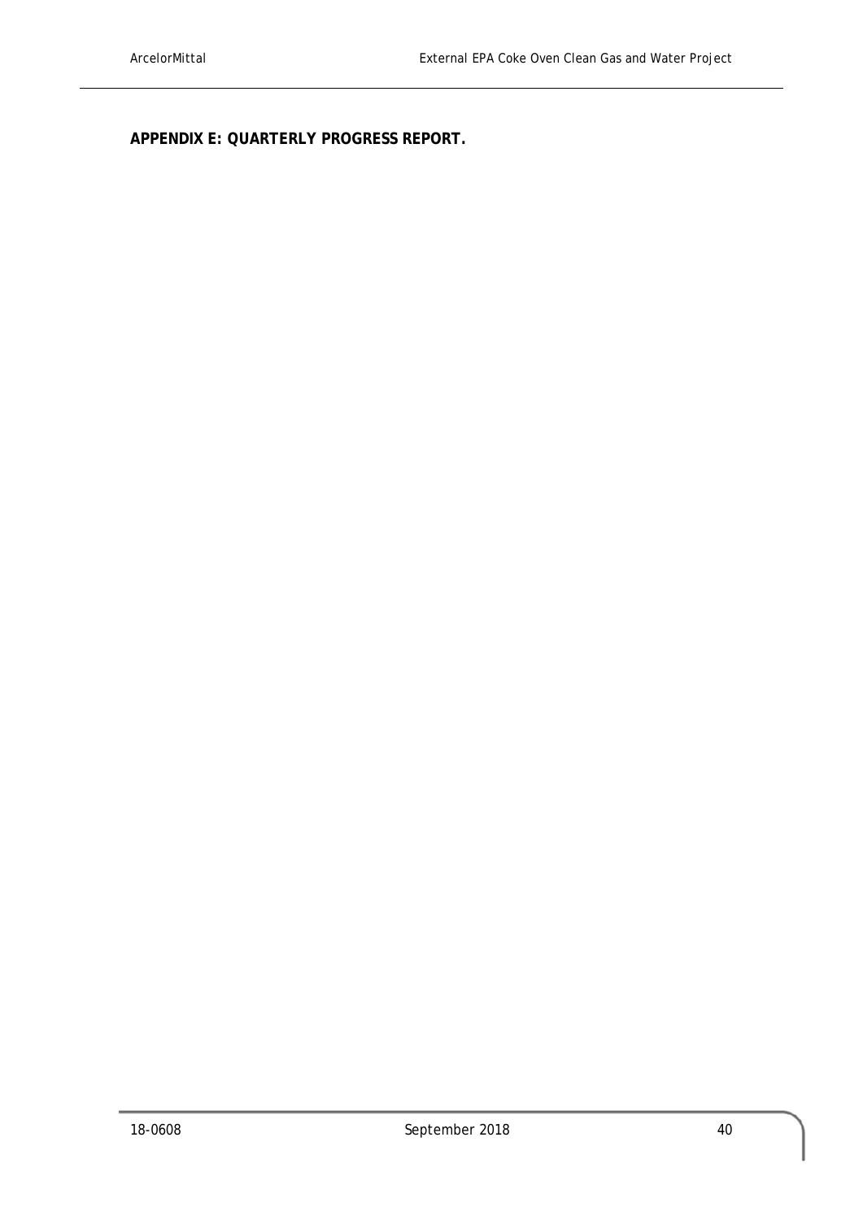## APPENDIX E: QUARTERLY PROGRESS REPORT.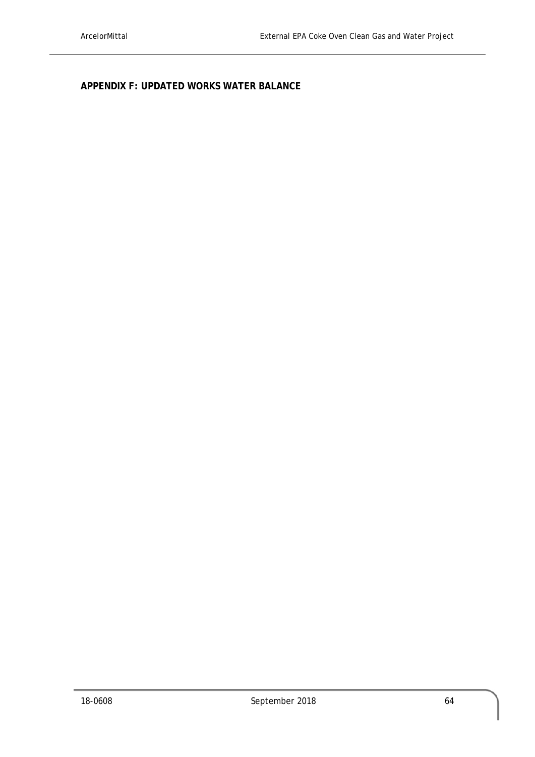**APPENDIX F: UPDATED WORKS WATER BALANCE**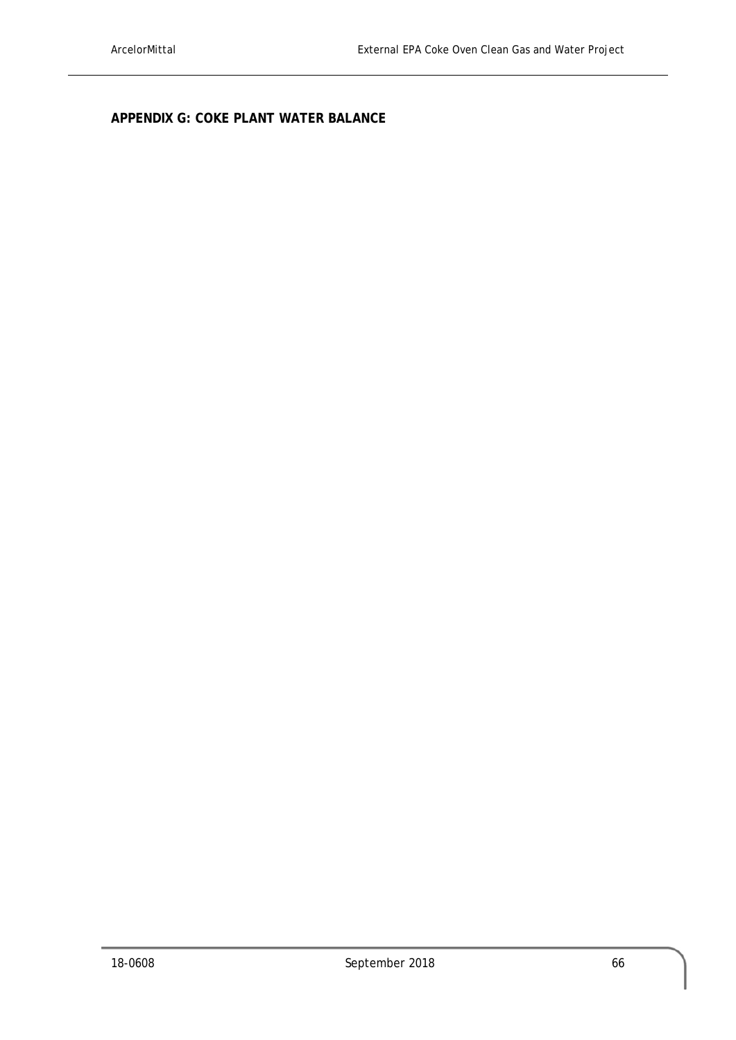## APPENDIX G: COKE PLANT WATER BALANCE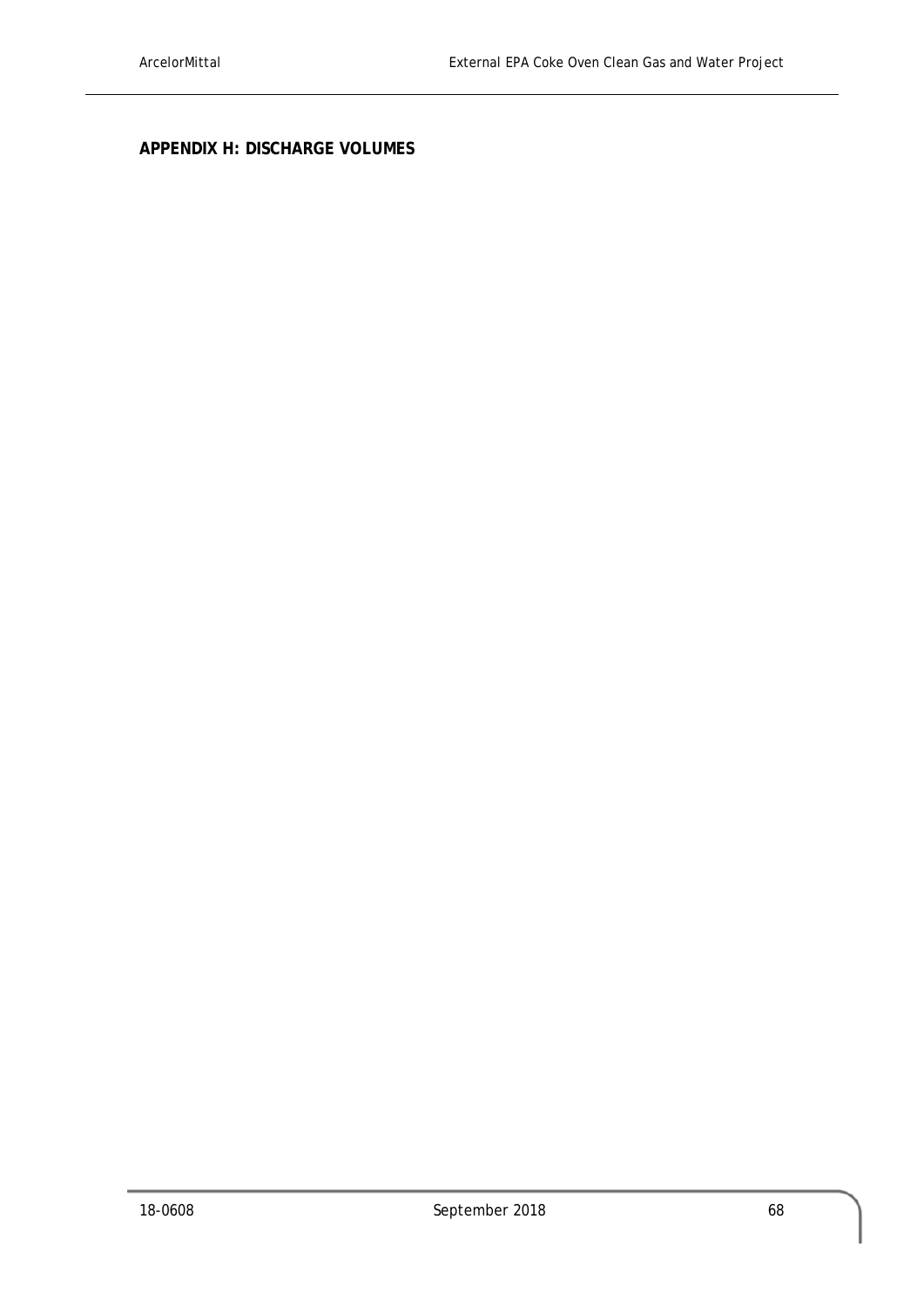**APPENDIX H: DISCHARGE VOLUMES**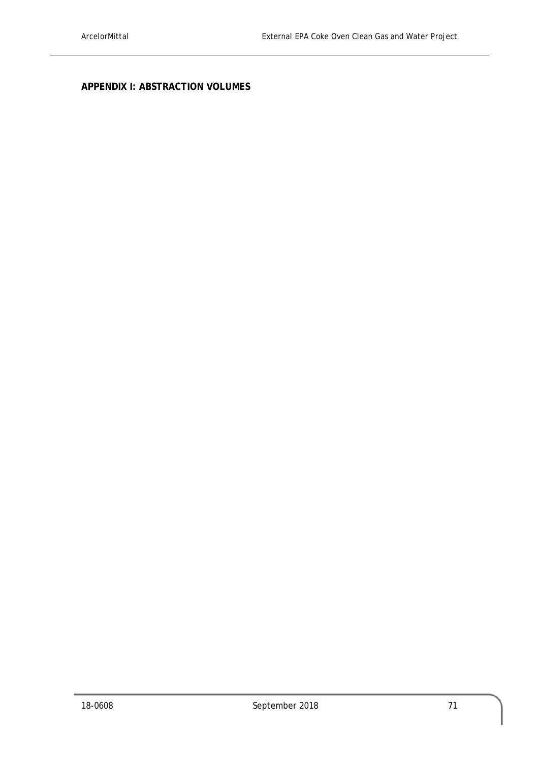**APPENDIX I: ABSTRACTION VOLUMES**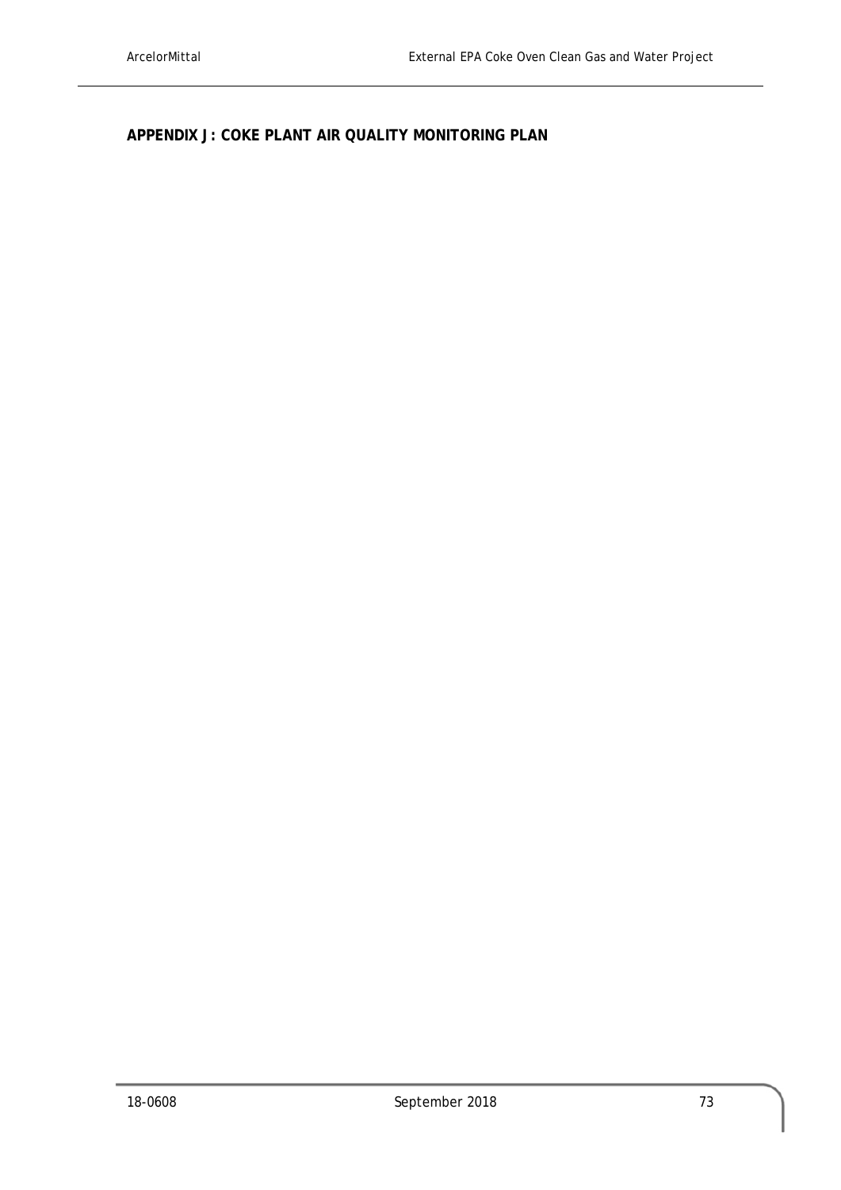## APPENDIX J: COKE PLANT AIR QUALITY MONITORING PLAN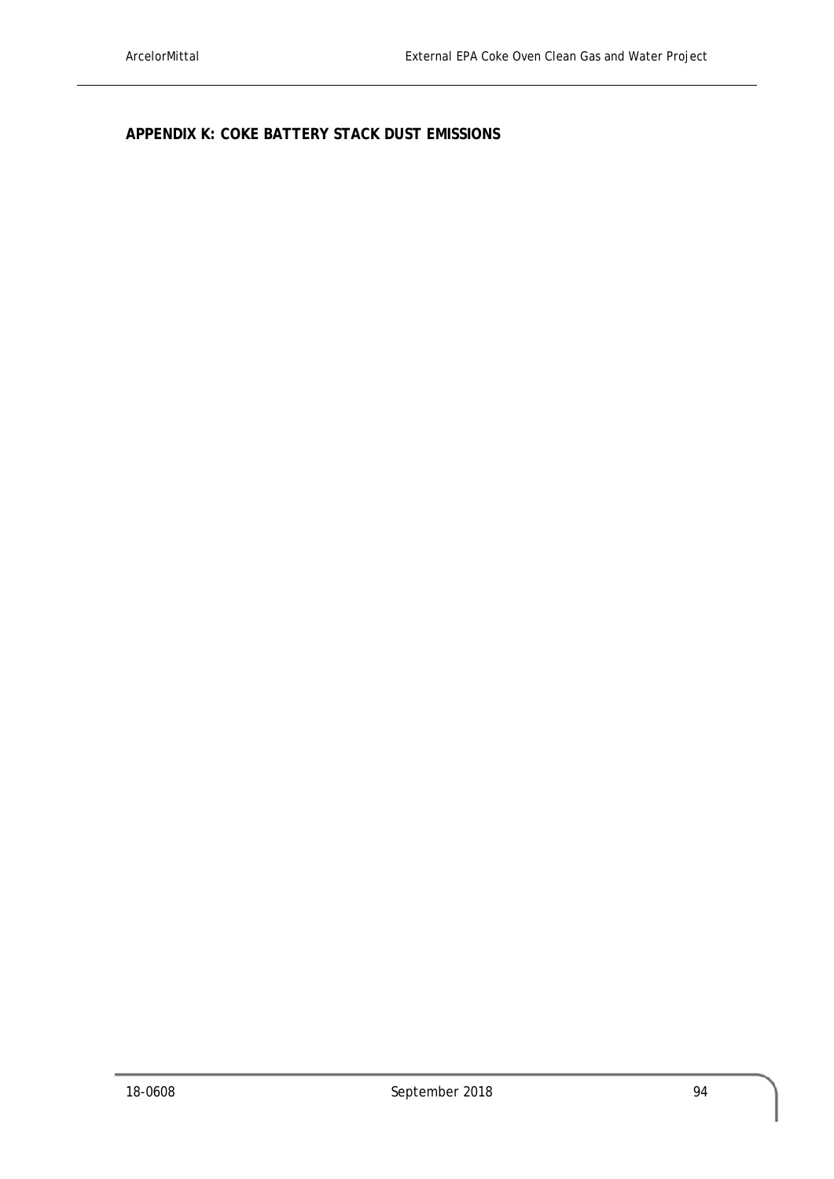## APPENDIX K: COKE BATTERY STACK DUST EMISSIONS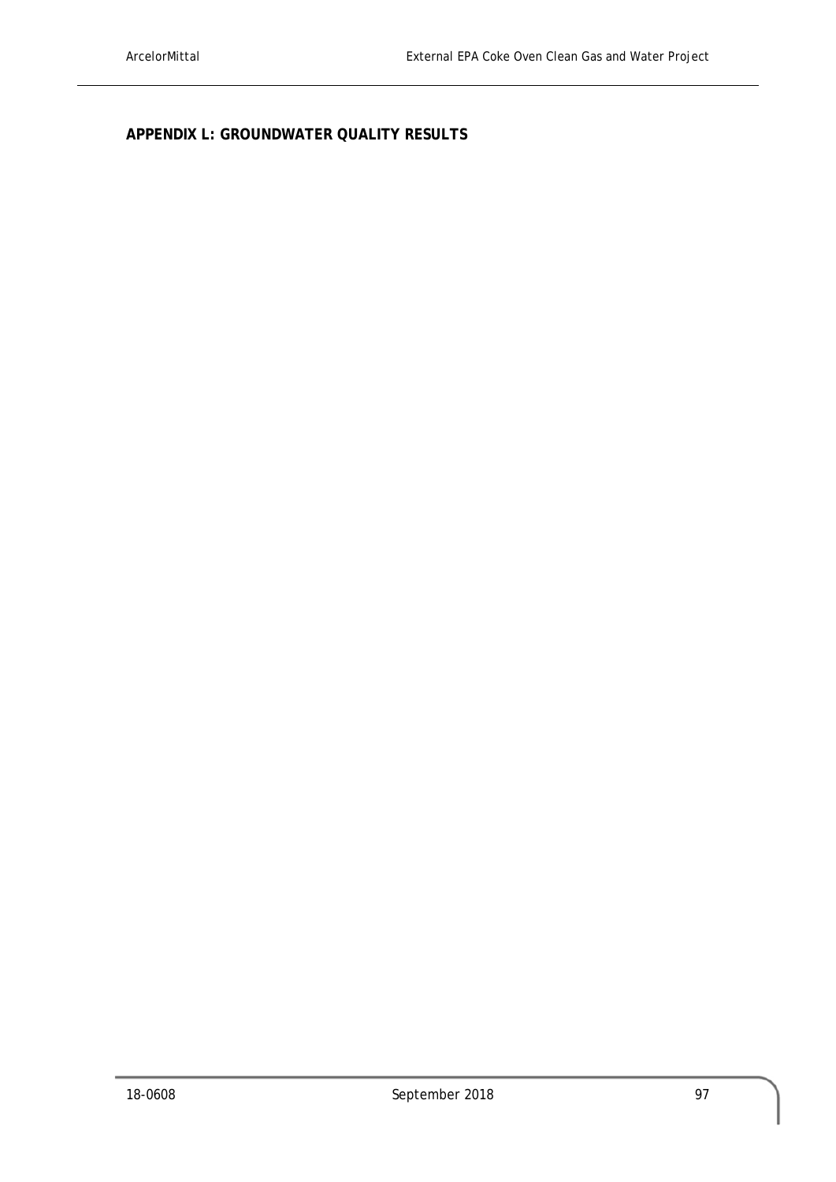## APPENDIX L: GROUNDWATER QUALITY RESULTS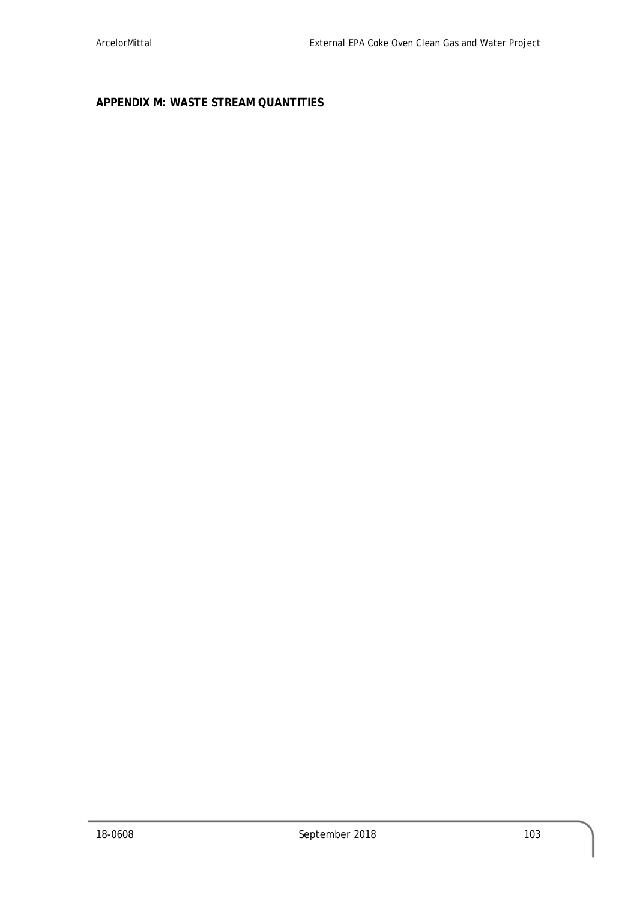## APPENDIX M: WASTE STREAM QUANTITIES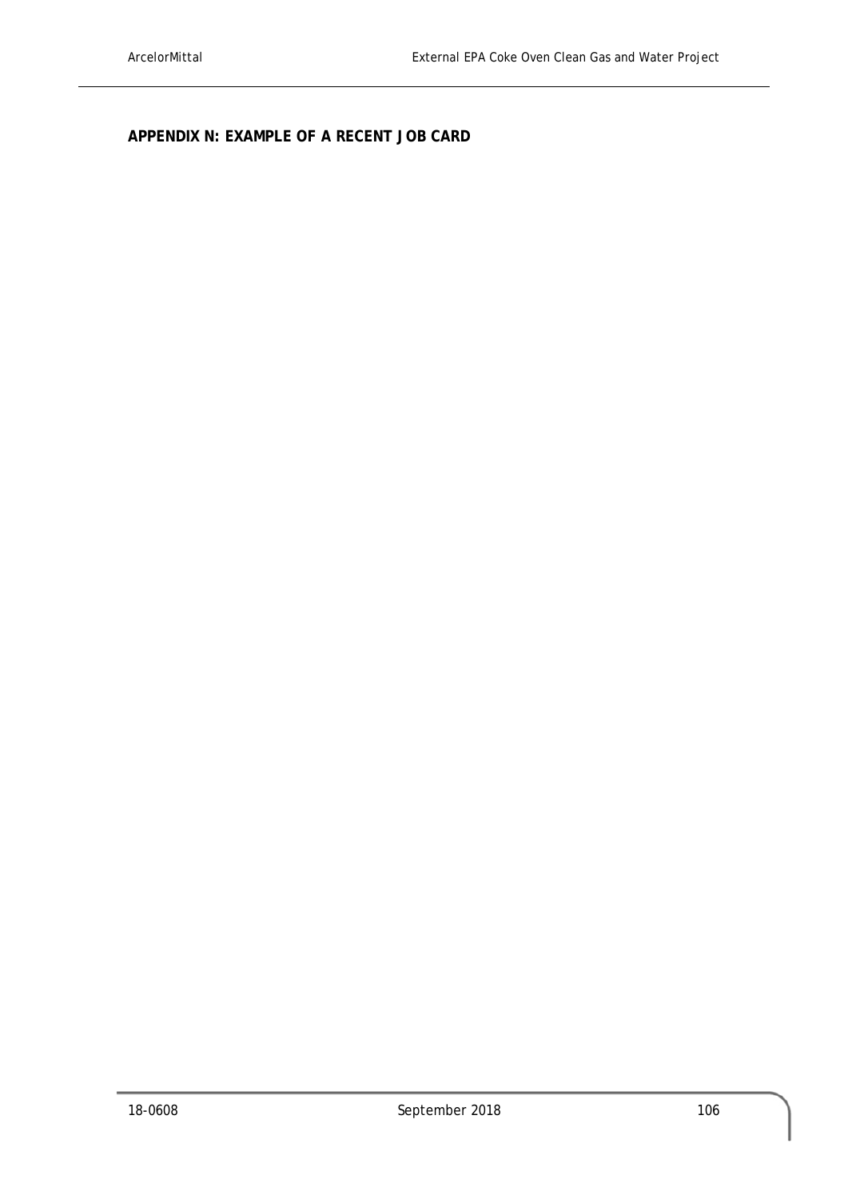**APPENDIX N: EXAMPLE OF A RECENT JOB CARD**